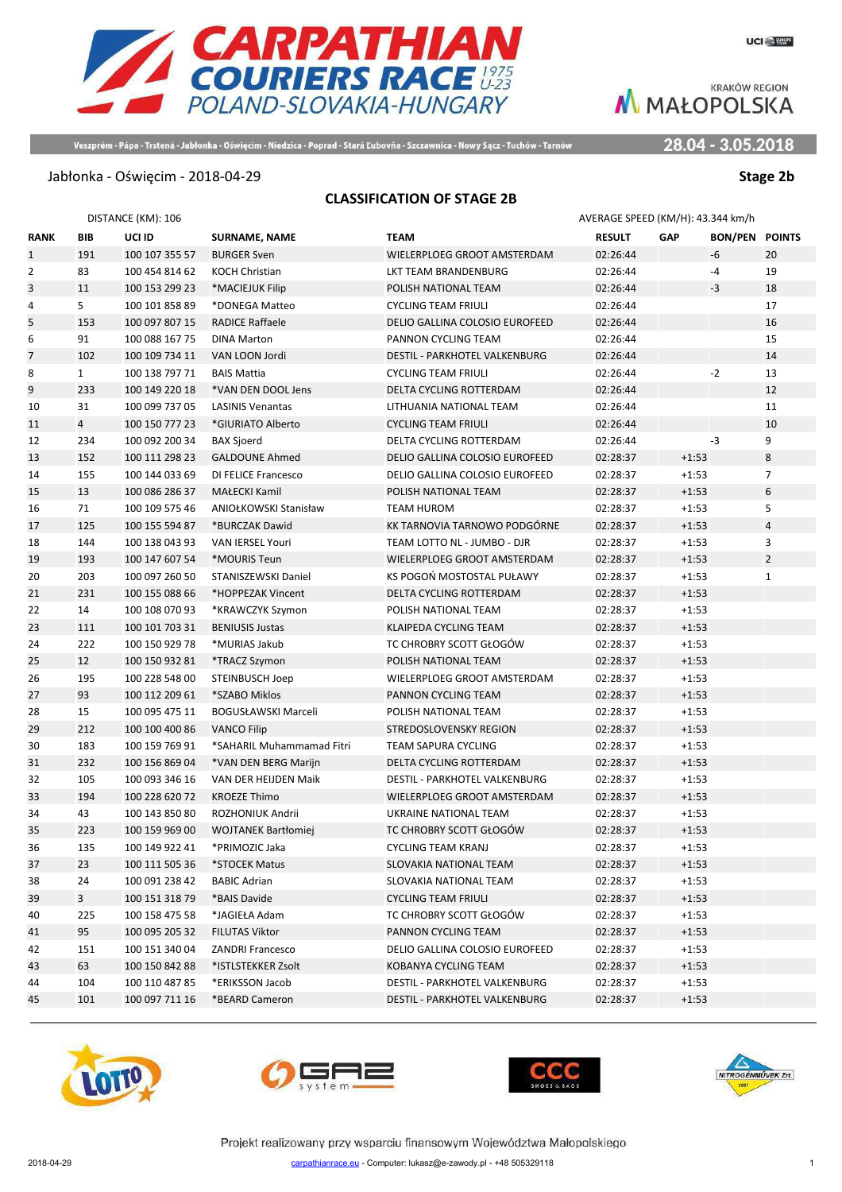# CARPATHIAN COURIERS RACE 1975 U-23

POLAND-SLOVAKIA-HUNGARY

KRAKÓW REGION MAŁOPOLSKA

Veszprém - Pápa - Trstená - Jabłonka - Oświęcim - Niedzica - Poprad - Stará Ľubovňa - Szczawnica - Nowy Sącz - Tuchów - Tarnów

**28.04 - 3.05.2018**

Jabłonka - Oświęcim - 2018-04-29

**Stage 2b**

## CLASSIFICATION OF STAGE 2B

DISTANCE (KM): 106

AVERAGE SPEED (KM/H): 43.344 km/h

| RANK | BIB | UCI ID | SURNAME, NAME | TEAM | RESULT | GAP | BON/PEN | POINTS |
|---|---|---|---|---|---|---|---|---|
| 1 | 191 | 100 107 355 57 | BURGER Sven | WIELERPLOEG GROOT AMSTERDAM | 02:26:44 | | -6 | 20 |
| 2 | 83 | 100 454 814 62 | KOCH Christian | LKT TEAM BRANDENBURG | 02:26:44 | | -4 | 19 |
| 3 | 11 | 100 153 299 23 | *MACIEJUK Filip | POLISH NATIONAL TEAM | 02:26:44 | | -3 | 18 |
| 4 | 5 | 100 101 858 89 | *DONEGA Matteo | CYCLING TEAM FRIULI | 02:26:44 | | | 17 |
| 5 | 153 | 100 097 807 15 | RADICE Raffaele | DELIO GALLINA COLOSIO EUROFEED | 02:26:44 | | | 16 |
| 6 | 91 | 100 088 167 75 | DINA Marton | PANNON CYCLING TEAM | 02:26:44 | | | 15 |
| 7 | 102 | 100 109 734 11 | VAN LOON Jordi | DESTIL - PARKHOTEL VALKENBURG | 02:26:44 | | | 14 |
| 8 | 1 | 100 138 797 71 | BAIS Mattia | CYCLING TEAM FRIULI | 02:26:44 | | -2 | 13 |
| 9 | 233 | 100 149 220 18 | *VAN DEN DOOL Jens | DELTA CYCLING ROTTERDAM | 02:26:44 | | | 12 |
| 10 | 31 | 100 099 737 05 | LASINIS Venantas | LITHUANIA NATIONAL TEAM | 02:26:44 | | | 11 |
| 11 | 4 | 100 150 777 23 | *GIURIATO Alberto | CYCLING TEAM FRIULI | 02:26:44 | | | 10 |
| 12 | 234 | 100 092 200 34 | BAX Sjoerd | DELTA CYCLING ROTTERDAM | 02:26:44 | | -3 | 9 |
| 13 | 152 | 100 111 298 23 | GALDOUNE Ahmed | DELIO GALLINA COLOSIO EUROFEED | 02:28:37 | +1:53 | | 8 |
| 14 | 155 | 100 144 033 69 | DI FELICE Francesco | DELIO GALLINA COLOSIO EUROFEED | 02:28:37 | +1:53 | | 7 |
| 15 | 13 | 100 086 286 37 | MAŁECKI Kamil | POLISH NATIONAL TEAM | 02:28:37 | +1:53 | | 6 |
| 16 | 71 | 100 109 575 46 | ANIOŁKOWSKI Stanisław | TEAM HUROM | 02:28:37 | +1:53 | | 5 |
| 17 | 125 | 100 155 594 87 | *BURCZAK Dawid | KK TARNOVIA TARNOWO PODGÓRNE | 02:28:37 | +1:53 | | 4 |
| 18 | 144 | 100 138 043 93 | VAN IERSEL Youri | TEAM LOTTO NL - JUMBO - DJR | 02:28:37 | +1:53 | | 3 |
| 19 | 193 | 100 147 607 54 | *MOURIS Teun | WIELERPLOEG GROOT AMSTERDAM | 02:28:37 | +1:53 | | 2 |
| 20 | 203 | 100 097 260 50 | STANISZEWSKI Daniel | KS POGOŃ MOSTOSTAL PUŁAWY | 02:28:37 | +1:53 | | 1 |
| 21 | 231 | 100 155 088 66 | *HOPPEZAK Vincent | DELTA CYCLING ROTTERDAM | 02:28:37 | +1:53 | | |
| 22 | 14 | 100 108 070 93 | *KRAWCZYK Szymon | POLISH NATIONAL TEAM | 02:28:37 | +1:53 | | |
| 23 | 111 | 100 101 703 31 | BENIUSIS Justas | KLAIPEDA CYCLING TEAM | 02:28:37 | +1:53 | | |
| 24 | 222 | 100 150 929 78 | *MURIAS Jakub | TC CHROBRY SCOTT GŁOGÓW | 02:28:37 | +1:53 | | |
| 25 | 12 | 100 150 932 81 | *TRACZ Szymon | POLISH NATIONAL TEAM | 02:28:37 | +1:53 | | |
| 26 | 195 | 100 228 548 00 | STEINBUSCH Joep | WIELERPLOEG GROOT AMSTERDAM | 02:28:37 | +1:53 | | |
| 27 | 93 | 100 112 209 61 | *SZABO Miklos | PANNON CYCLING TEAM | 02:28:37 | +1:53 | | |
| 28 | 15 | 100 095 475 11 | BOGUSŁAWSKI Marceli | POLISH NATIONAL TEAM | 02:28:37 | +1:53 | | |
| 29 | 212 | 100 100 400 86 | VANCO Filip | STREDOSLOVENSKY REGION | 02:28:37 | +1:53 | | |
| 30 | 183 | 100 159 769 91 | *SAHARIL Muhammamad Fitri | TEAM SAPURA CYCLING | 02:28:37 | +1:53 | | |
| 31 | 232 | 100 156 869 04 | *VAN DEN BERG Marijn | DELTA CYCLING ROTTERDAM | 02:28:37 | +1:53 | | |
| 32 | 105 | 100 093 346 16 | VAN DER HEIJDEN Maik | DESTIL - PARKHOTEL VALKENBURG | 02:28:37 | +1:53 | | |
| 33 | 194 | 100 228 620 72 | KROEZE Thimo | WIELERPLOEG GROOT AMSTERDAM | 02:28:37 | +1:53 | | |
| 34 | 43 | 100 143 850 80 | ROZHONIUK Andrii | UKRAINE NATIONAL TEAM | 02:28:37 | +1:53 | | |
| 35 | 223 | 100 159 969 00 | WOJTANEK Bartłomiej | TC CHROBRY SCOTT GŁOGÓW | 02:28:37 | +1:53 | | |
| 36 | 135 | 100 149 922 41 | *PRIMOZIC Jaka | CYCLING TEAM KRANJ | 02:28:37 | +1:53 | | |
| 37 | 23 | 100 111 505 36 | *STOCEK Matus | SLOVAKIA NATIONAL TEAM | 02:28:37 | +1:53 | | |
| 38 | 24 | 100 091 238 42 | BABIC Adrian | SLOVAKIA NATIONAL TEAM | 02:28:37 | +1:53 | | |
| 39 | 3 | 100 151 318 79 | *BAIS Davide | CYCLING TEAM FRIULI | 02:28:37 | +1:53 | | |
| 40 | 225 | 100 158 475 58 | *JAGIEŁA Adam | TC CHROBRY SCOTT GŁOGÓW | 02:28:37 | +1:53 | | |
| 41 | 95 | 100 095 205 32 | FILUTAS Viktor | PANNON CYCLING TEAM | 02:28:37 | +1:53 | | |
| 42 | 151 | 100 151 340 04 | ZANDRI Francesco | DELIO GALLINA COLOSIO EUROFEED | 02:28:37 | +1:53 | | |
| 43 | 63 | 100 150 842 88 | *ISTLSTEKKER Zsolt | KOBANYA CYCLING TEAM | 02:28:37 | +1:53 | | |
| 44 | 104 | 100 110 487 85 | *ERIKSSON Jacob | DESTIL - PARKHOTEL VALKENBURG | 02:28:37 | +1:53 | | |
| 45 | 101 | 100 097 711 16 | *BEARD Cameron | DESTIL - PARKHOTEL VALKENBURG | 02:28:37 | +1:53 | | |

Projekt realizowany przy wsparciu finansowym Województwa Małopolskiego

2018-04-29 carpathianrace.eu - Computer: lukasz@e-zawody.pl - +48 505329118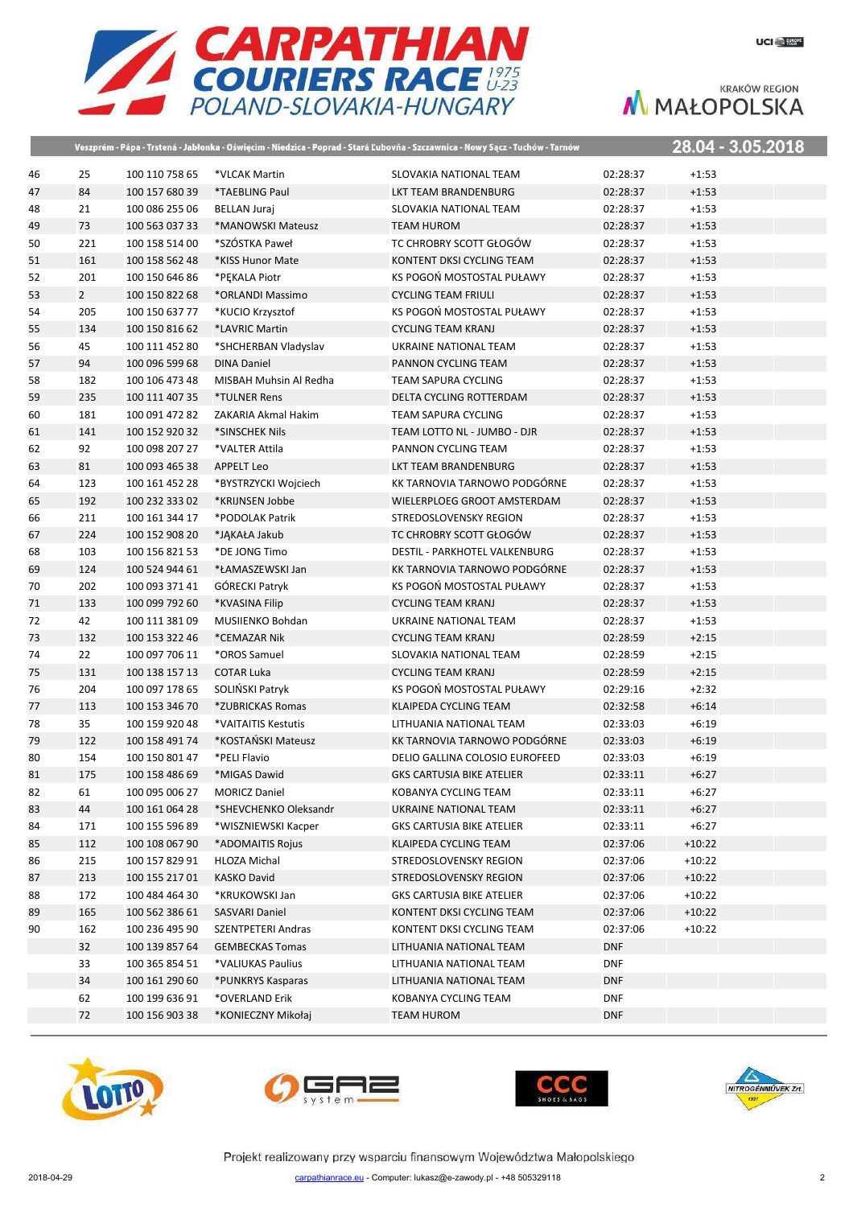# CARPATHIAN COURIERS RACE 1975 U-23 POLAND-SLOVAKIA-HUNGARY

Veszprém - Pápa - Trstená - Jabłonka - Oświęcim - Niedzica - Poprad - Stará Ľubovňa - Szczawnica - Nowy Sącz - Tuchów - Tarnów

28.04 - 3.05.2018

| | | | | | | |
|---|---|---|---|---|---|---|
| 46 | 25 | 100 110 758 65 | *VLCAK Martin | SLOVAKIA NATIONAL TEAM | 02:28:37 | +1:53 |
| 47 | 84 | 100 157 680 39 | *TAEBLING Paul | LKT TEAM BRANDENBURG | 02:28:37 | +1:53 |
| 48 | 21 | 100 086 255 06 | BELLAN Juraj | SLOVAKIA NATIONAL TEAM | 02:28:37 | +1:53 |
| 49 | 73 | 100 563 037 33 | *MANOWSKI Mateusz | TEAM HUROM | 02:28:37 | +1:53 |
| 50 | 221 | 100 158 514 00 | *SZÓSTKA Paweł | TC CHROBRY SCOTT GŁOGÓW | 02:28:37 | +1:53 |
| 51 | 161 | 100 158 562 48 | *KISS Hunor Mate | KONTENT DKSI CYCLING TEAM | 02:28:37 | +1:53 |
| 52 | 201 | 100 150 646 86 | *PĘKALA Piotr | KS POGOŃ MOSTOSTAL PUŁAWY | 02:28:37 | +1:53 |
| 53 | 2 | 100 150 822 68 | *ORLANDI Massimo | CYCLING TEAM FRIULI | 02:28:37 | +1:53 |
| 54 | 205 | 100 150 637 77 | *KUCIO Krzysztof | KS POGOŃ MOSTOSTAL PUŁAWY | 02:28:37 | +1:53 |
| 55 | 134 | 100 150 816 62 | *LAVRIC Martin | CYCLING TEAM KRANJ | 02:28:37 | +1:53 |
| 56 | 45 | 100 111 452 80 | *SHCHERBAN Vladyslav | UKRAINE NATIONAL TEAM | 02:28:37 | +1:53 |
| 57 | 94 | 100 096 599 68 | DINA Daniel | PANNON CYCLING TEAM | 02:28:37 | +1:53 |
| 58 | 182 | 100 106 473 48 | MISBAH Muhsin Al Redha | TEAM SAPURA CYCLING | 02:28:37 | +1:53 |
| 59 | 235 | 100 111 407 35 | *TULNER Rens | DELTA CYCLING ROTTERDAM | 02:28:37 | +1:53 |
| 60 | 181 | 100 091 472 82 | ZAKARIA Akmal Hakim | TEAM SAPURA CYCLING | 02:28:37 | +1:53 |
| 61 | 141 | 100 152 920 32 | *SINSCHEK Nils | TEAM LOTTO NL - JUMBO - DJR | 02:28:37 | +1:53 |
| 62 | 92 | 100 098 207 27 | *VALTER Attila | PANNON CYCLING TEAM | 02:28:37 | +1:53 |
| 63 | 81 | 100 093 465 38 | APPELT Leo | LKT TEAM BRANDENBURG | 02:28:37 | +1:53 |
| 64 | 123 | 100 161 452 28 | *BYSTRZYCKI Wojciech | KK TARNOVIA TARNOWO PODGÓRNE | 02:28:37 | +1:53 |
| 65 | 192 | 100 232 333 02 | *KRIJNSEN Jobbe | WIELERPLOEG GROOT AMSTERDAM | 02:28:37 | +1:53 |
| 66 | 211 | 100 161 344 17 | *PODOLAK Patrik | STREDOSLOVENSKY REGION | 02:28:37 | +1:53 |
| 67 | 224 | 100 152 908 20 | *JĄKAŁA Jakub | TC CHROBRY SCOTT GŁOGÓW | 02:28:37 | +1:53 |
| 68 | 103 | 100 156 821 53 | *DE JONG Timo | DESTIL - PARKHOTEL VALKENBURG | 02:28:37 | +1:53 |
| 69 | 124 | 100 524 944 61 | *ŁAMASZEWSKI Jan | KK TARNOVIA TARNOWO PODGÓRNE | 02:28:37 | +1:53 |
| 70 | 202 | 100 093 371 41 | GÓRECKI Patryk | KS POGOŃ MOSTOSTAL PUŁAWY | 02:28:37 | +1:53 |
| 71 | 133 | 100 099 792 60 | *KVASINA Filip | CYCLING TEAM KRANJ | 02:28:37 | +1:53 |
| 72 | 42 | 100 111 381 09 | MUSIIENKO Bohdan | UKRAINE NATIONAL TEAM | 02:28:37 | +1:53 |
| 73 | 132 | 100 153 322 46 | *CEMAZAR Nik | CYCLING TEAM KRANJ | 02:28:59 | +2:15 |
| 74 | 22 | 100 097 706 11 | *OROS Samuel | SLOVAKIA NATIONAL TEAM | 02:28:59 | +2:15 |
| 75 | 131 | 100 138 157 13 | COTAR Luka | CYCLING TEAM KRANJ | 02:28:59 | +2:15 |
| 76 | 204 | 100 097 178 65 | SOLIŃSKI Patryk | KS POGOŃ MOSTOSTAL PUŁAWY | 02:29:16 | +2:32 |
| 77 | 113 | 100 153 346 70 | *ZUBRICKAS Romas | KLAIPEDA CYCLING TEAM | 02:32:58 | +6:14 |
| 78 | 35 | 100 159 920 48 | *VAITAITIS Kestutis | LITHUANIA NATIONAL TEAM | 02:33:03 | +6:19 |
| 79 | 122 | 100 158 491 74 | *KOSTAŃSKI Mateusz | KK TARNOVIA TARNOWO PODGÓRNE | 02:33:03 | +6:19 |
| 80 | 154 | 100 150 801 47 | *PELI Flavio | DELIO GALLINA COLOSIO EUROFEED | 02:33:03 | +6:19 |
| 81 | 175 | 100 158 486 69 | *MIGAS Dawid | GKS CARTUSIA BIKE ATELIER | 02:33:11 | +6:27 |
| 82 | 61 | 100 095 006 27 | MORICZ Daniel | KOBANYA CYCLING TEAM | 02:33:11 | +6:27 |
| 83 | 44 | 100 161 064 28 | *SHEVCHENKO Oleksandr | UKRAINE NATIONAL TEAM | 02:33:11 | +6:27 |
| 84 | 171 | 100 155 596 89 | *WISZNIEWSKI Kacper | GKS CARTUSIA BIKE ATELIER | 02:33:11 | +6:27 |
| 85 | 112 | 100 108 067 90 | *ADOMAITIS Rojus | KLAIPEDA CYCLING TEAM | 02:37:06 | +10:22 |
| 86 | 215 | 100 157 829 91 | HLOZA Michal | STREDOSLOVENSKY REGION | 02:37:06 | +10:22 |
| 87 | 213 | 100 155 217 01 | KASKO David | STREDOSLOVENSKY REGION | 02:37:06 | +10:22 |
| 88 | 172 | 100 484 464 30 | *KRUKOWSKI Jan | GKS CARTUSIA BIKE ATELIER | 02:37:06 | +10:22 |
| 89 | 165 | 100 562 386 61 | SASVARI Daniel | KONTENT DKSI CYCLING TEAM | 02:37:06 | +10:22 |
| 90 | 162 | 100 236 495 90 | SZENTPETERI Andras | KONTENT DKSI CYCLING TEAM | 02:37:06 | +10:22 |
| | 32 | 100 139 857 64 | GEMBECKAS Tomas | LITHUANIA NATIONAL TEAM | DNF | |
| | 33 | 100 365 854 51 | *VALIUKAS Paulius | LITHUANIA NATIONAL TEAM | DNF | |
| | 34 | 100 161 290 60 | *PUNKRYS Kasparas | LITHUANIA NATIONAL TEAM | DNF | |
| | 62 | 100 199 636 91 | *OVERLAND Erik | KOBANYA CYCLING TEAM | DNF | |
| | 72 | 100 156 903 38 | *KONIECZNY Mikołaj | TEAM HUROM | DNF | |

Projekt realizowany przy wsparciu finansowym Województwa Małopolskiego

2018-04-29 carpathianrace.eu - Computer: lukasz@e-zawody.pl - +48 505329118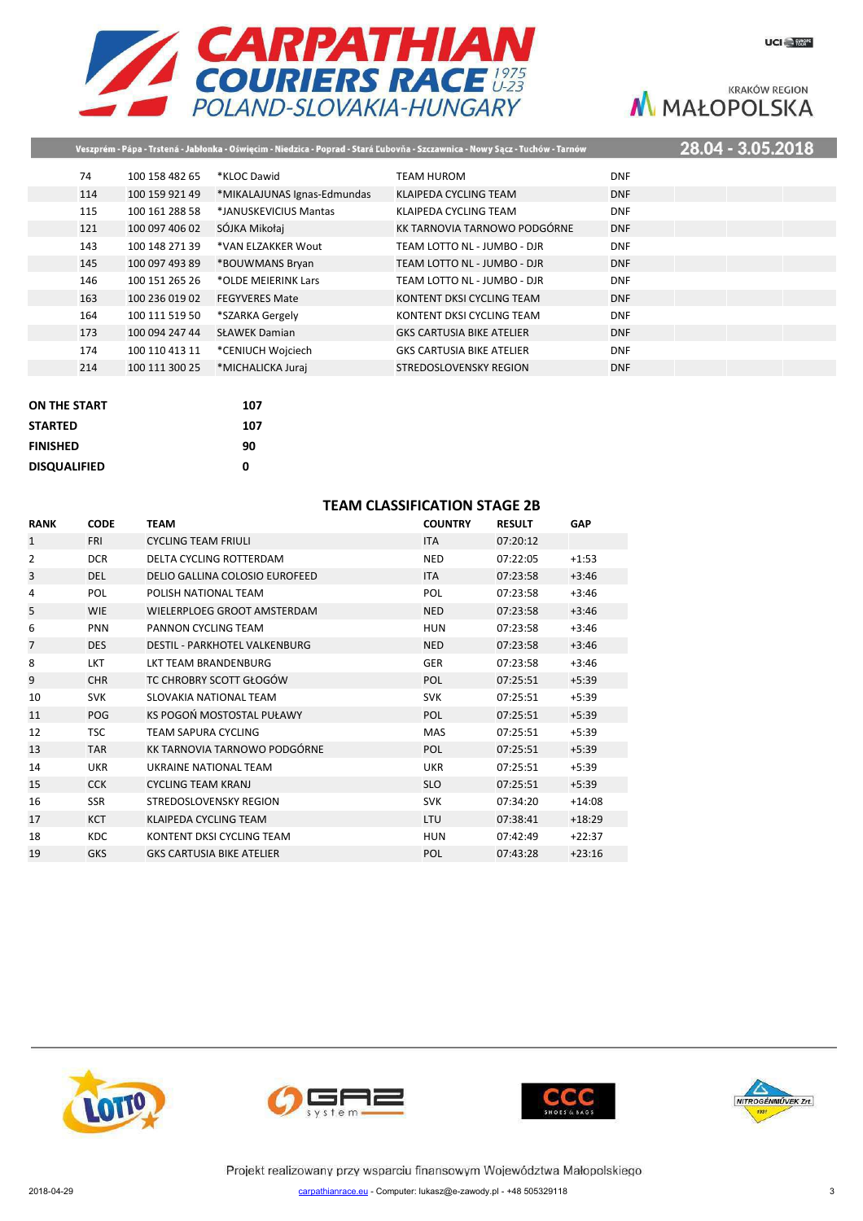| | | | | |
|---|---|---|---|---|
| 74 | 100 158 482 65 | *KLOC Dawid | TEAM HUROM | DNF |
| 114 | 100 159 921 49 | *MIKALAJUNAS Ignas-Edmundas | KLAIPEDA CYCLING TEAM | DNF |
| 115 | 100 161 288 58 | *JANUSKEVICIUS Mantas | KLAIPEDA CYCLING TEAM | DNF |
| 121 | 100 097 406 02 | SÓJKA Mikołaj | KK TARNOVIA TARNOWO PODGÓRNE | DNF |
| 143 | 100 148 271 39 | *VAN ELZAKKER Wout | TEAM LOTTO NL - JUMBO - DJR | DNF |
| 145 | 100 097 493 89 | *BOUWMANS Bryan | TEAM LOTTO NL - JUMBO - DJR | DNF |
| 146 | 100 151 265 26 | *OLDE MEIERINK Lars | TEAM LOTTO NL - JUMBO - DJR | DNF |
| 163 | 100 236 019 02 | FEGYVERES Mate | KONTENT DKSI CYCLING TEAM | DNF |
| 164 | 100 111 519 50 | *SZARKA Gergely | KONTENT DKSI CYCLING TEAM | DNF |
| 173 | 100 094 247 44 | SŁAWEK Damian | GKS CARTUSIA BIKE ATELIER | DNF |
| 174 | 100 110 413 11 | *CENIUCH Wojciech | GKS CARTUSIA BIKE ATELIER | DNF |
| 214 | 100 111 300 25 | *MICHALICKA Juraj | STREDOSLOVENSKY REGION | DNF |

| | |
|---|---|
| **ON THE START** | **107** |
| **STARTED** | **107** |
| **FINISHED** | **90** |
| **DISQUALIFIED** | **0** |

## TEAM CLASSIFICATION STAGE 2B

| RANK | CODE | TEAM | COUNTRY | RESULT | GAP |
|---|---|---|---|---|---|
| 1 | FRI | CYCLING TEAM FRIULI | ITA | 07:20:12 | |
| 2 | DCR | DELTA CYCLING ROTTERDAM | NED | 07:22:05 | +1:53 |
| 3 | DEL | DELIO GALLINA COLOSIO EUROFEED | ITA | 07:23:58 | +3:46 |
| 4 | POL | POLISH NATIONAL TEAM | POL | 07:23:58 | +3:46 |
| 5 | WIE | WIELERPLOEG GROOT AMSTERDAM | NED | 07:23:58 | +3:46 |
| 6 | PNN | PANNON CYCLING TEAM | HUN | 07:23:58 | +3:46 |
| 7 | DES | DESTIL - PARKHOTEL VALKENBURG | NED | 07:23:58 | +3:46 |
| 8 | LKT | LKT TEAM BRANDENBURG | GER | 07:23:58 | +3:46 |
| 9 | CHR | TC CHROBRY SCOTT GŁOGÓW | POL | 07:25:51 | +5:39 |
| 10 | SVK | SLOVAKIA NATIONAL TEAM | SVK | 07:25:51 | +5:39 |
| 11 | POG | KS POGOŃ MOSTOSTAL PUŁAWY | POL | 07:25:51 | +5:39 |
| 12 | TSC | TEAM SAPURA CYCLING | MAS | 07:25:51 | +5:39 |
| 13 | TAR | KK TARNOVIA TARNOWO PODGÓRNE | POL | 07:25:51 | +5:39 |
| 14 | UKR | UKRAINE NATIONAL TEAM | UKR | 07:25:51 | +5:39 |
| 15 | CCK | CYCLING TEAM KRANJ | SLO | 07:25:51 | +5:39 |
| 16 | SSR | STREDOSLOVENSKY REGION | SVK | 07:34:20 | +14:08 |
| 17 | KCT | KLAIPEDA CYCLING TEAM | LTU | 07:38:41 | +18:29 |
| 18 | KDC | KONTENT DKSI CYCLING TEAM | HUN | 07:42:49 | +22:37 |
| 19 | GKS | GKS CARTUSIA BIKE ATELIER | POL | 07:43:28 | +23:16 |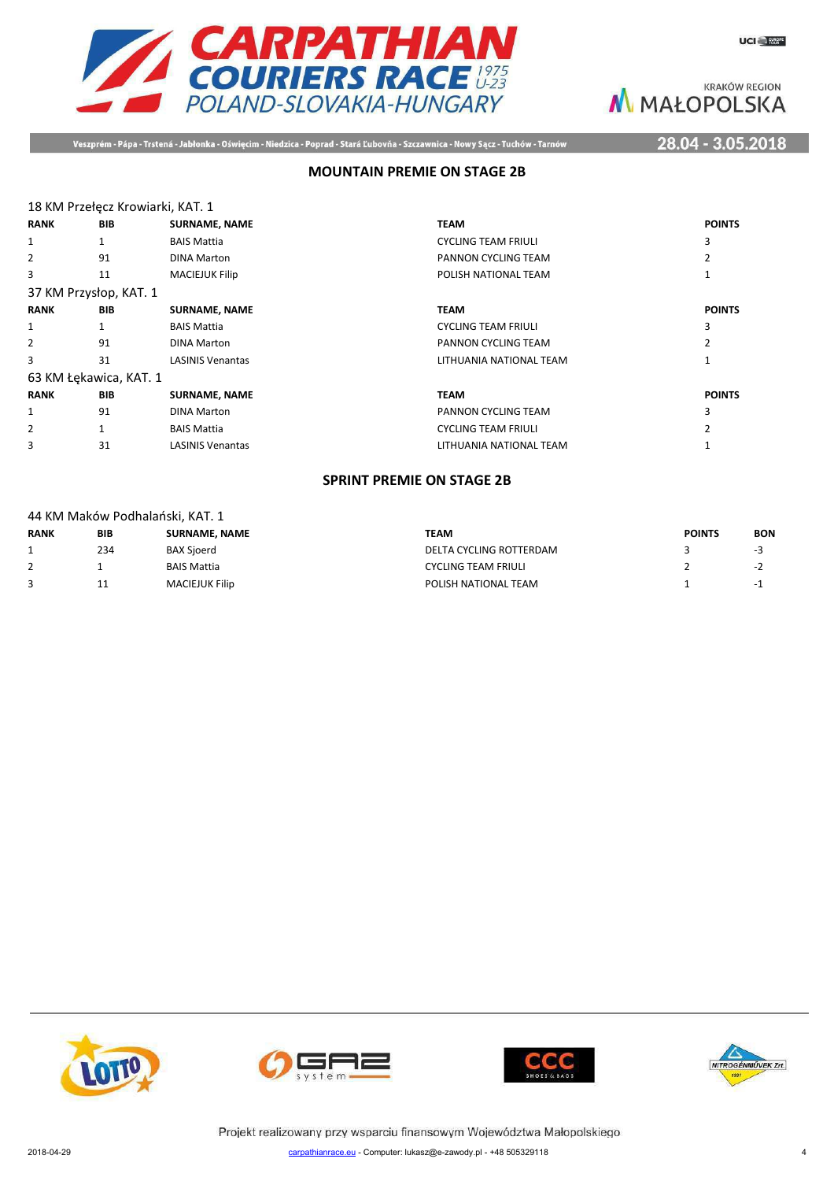## MOUNTAIN PREMIE ON STAGE 2B

18 KM Przełęcz Krowiarki, KAT. 1

| RANK | BIB | SURNAME, NAME | TEAM | POINTS |
|---|---|---|---|---|
| 1 | 1 | BAIS Mattia | CYCLING TEAM FRIULI | 3 |
| 2 | 91 | DINA Marton | PANNON CYCLING TEAM | 2 |
| 3 | 11 | MACIEJUK Filip | POLISH NATIONAL TEAM | 1 |

37 KM Przysłop, KAT. 1

| RANK | BIB | SURNAME, NAME | TEAM | POINTS |
|---|---|---|---|---|
| 1 | 1 | BAIS Mattia | CYCLING TEAM FRIULI | 3 |
| 2 | 91 | DINA Marton | PANNON CYCLING TEAM | 2 |
| 3 | 31 | LASINIS Venantas | LITHUANIA NATIONAL TEAM | 1 |

63 KM Łękawica, KAT. 1

| RANK | BIB | SURNAME, NAME | TEAM | POINTS |
|---|---|---|---|---|
| 1 | 91 | DINA Marton | PANNON CYCLING TEAM | 3 |
| 2 | 1 | BAIS Mattia | CYCLING TEAM FRIULI | 2 |
| 3 | 31 | LASINIS Venantas | LITHUANIA NATIONAL TEAM | 1 |

## SPRINT PREMIE ON STAGE 2B

44 KM Maków Podhalański, KAT. 1

| RANK | BIB | SURNAME, NAME | TEAM | POINTS | BON |
|---|---|---|---|---|---|
| 1 | 234 | BAX Sjoerd | DELTA CYCLING ROTTERDAM | 3 | -3 |
| 2 | 1 | BAIS Mattia | CYCLING TEAM FRIULI | 2 | -2 |
| 3 | 11 | MACIEJUK Filip | POLISH NATIONAL TEAM | 1 | -1 |

Projekt realizowany przy wsparciu finansowym Województwa Małopolskiego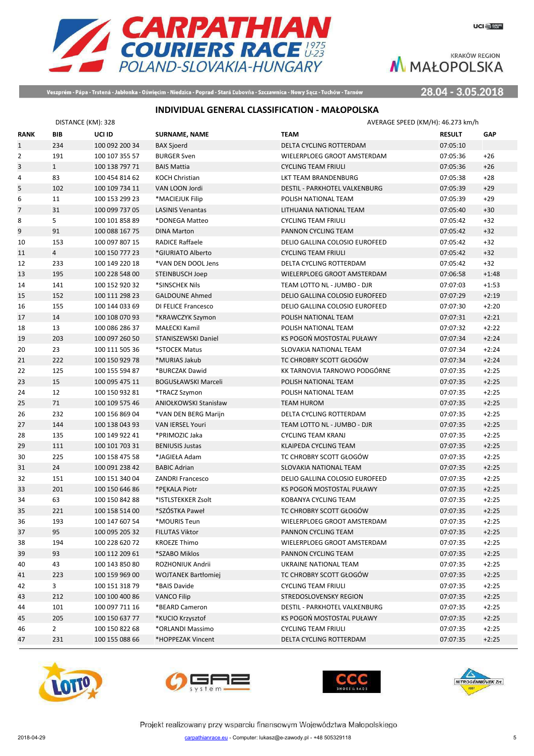# CARPATHIAN COURIERS RACE 1975 U-23

POLAND-SLOVAKIA-HUNGARY

KRAKÓW REGION MAŁOPOLSKA

Veszprém - Pápa - Trstená - Jabłonka - Oświęcim - Niedzica - Poprad - Stará Ľubovňa - Szczawnica - Nowy Sącz - Tuchów - Tarnów

28.04 - 3.05.2018

## INDIVIDUAL GENERAL CLASSIFICATION - MAŁOPOLSKA

DISTANCE (KM): 328

AVERAGE SPEED (KM/H): 46.273 km/h

| RANK | BIB | UCI ID | SURNAME, NAME | TEAM | RESULT | GAP |
|---|---|---|---|---|---|---|
| 1 | 234 | 100 092 200 34 | BAX Sjoerd | DELTA CYCLING ROTTERDAM | 07:05:10 | |
| 2 | 191 | 100 107 355 57 | BURGER Sven | WIELERPLOEG GROOT AMSTERDAM | 07:05:36 | +26 |
| 3 | 1 | 100 138 797 71 | BAIS Mattia | CYCLING TEAM FRIULI | 07:05:36 | +26 |
| 4 | 83 | 100 454 814 62 | KOCH Christian | LKT TEAM BRANDENBURG | 07:05:38 | +28 |
| 5 | 102 | 100 109 734 11 | VAN LOON Jordi | DESTIL - PARKHOTEL VALKENBURG | 07:05:39 | +29 |
| 6 | 11 | 100 153 299 23 | *MACIEJUK Filip | POLISH NATIONAL TEAM | 07:05:39 | +29 |
| 7 | 31 | 100 099 737 05 | LASINIS Venantas | LITHUANIA NATIONAL TEAM | 07:05:40 | +30 |
| 8 | 5 | 100 101 858 89 | *DONEGA Matteo | CYCLING TEAM FRIULI | 07:05:42 | +32 |
| 9 | 91 | 100 088 167 75 | DINA Marton | PANNON CYCLING TEAM | 07:05:42 | +32 |
| 10 | 153 | 100 097 807 15 | RADICE Raffaele | DELIO GALLINA COLOSIO EUROFEED | 07:05:42 | +32 |
| 11 | 4 | 100 150 777 23 | *GIURIATO Alberto | CYCLING TEAM FRIULI | 07:05:42 | +32 |
| 12 | 233 | 100 149 220 18 | *VAN DEN DOOL Jens | DELTA CYCLING ROTTERDAM | 07:05:42 | +32 |
| 13 | 195 | 100 228 548 00 | STEINBUSCH Joep | WIELERPLOEG GROOT AMSTERDAM | 07:06:58 | +1:48 |
| 14 | 141 | 100 152 920 32 | *SINSCHEK Nils | TEAM LOTTO NL - JUMBO - DJR | 07:07:03 | +1:53 |
| 15 | 152 | 100 111 298 23 | GALDOUNE Ahmed | DELIO GALLINA COLOSIO EUROFEED | 07:07:29 | +2:19 |
| 16 | 155 | 100 144 033 69 | DI FELICE Francesco | DELIO GALLINA COLOSIO EUROFEED | 07:07:30 | +2:20 |
| 17 | 14 | 100 108 070 93 | *KRAWCZYK Szymon | POLISH NATIONAL TEAM | 07:07:31 | +2:21 |
| 18 | 13 | 100 086 286 37 | MAŁECKI Kamil | POLISH NATIONAL TEAM | 07:07:32 | +2:22 |
| 19 | 203 | 100 097 260 50 | STANISZEWSKI Daniel | KS POGOŃ MOSTOSTAL PUŁAWY | 07:07:34 | +2:24 |
| 20 | 23 | 100 111 505 36 | *STOCEK Matus | SLOVAKIA NATIONAL TEAM | 07:07:34 | +2:24 |
| 21 | 222 | 100 150 929 78 | *MURIAS Jakub | TC CHROBRY SCOTT GŁOGÓW | 07:07:34 | +2:24 |
| 22 | 125 | 100 155 594 87 | *BURCZAK Dawid | KK TARNOVIA TARNOWO PODGÓRNE | 07:07:35 | +2:25 |
| 23 | 15 | 100 095 475 11 | BOGUSŁAWSKI Marceli | POLISH NATIONAL TEAM | 07:07:35 | +2:25 |
| 24 | 12 | 100 150 932 81 | *TRACZ Szymon | POLISH NATIONAL TEAM | 07:07:35 | +2:25 |
| 25 | 71 | 100 109 575 46 | ANIOŁKOWSKI Stanisław | TEAM HUROM | 07:07:35 | +2:25 |
| 26 | 232 | 100 156 869 04 | *VAN DEN BERG Marijn | DELTA CYCLING ROTTERDAM | 07:07:35 | +2:25 |
| 27 | 144 | 100 138 043 93 | VAN IERSEL Youri | TEAM LOTTO NL - JUMBO - DJR | 07:07:35 | +2:25 |
| 28 | 135 | 100 149 922 41 | *PRIMOZIC Jaka | CYCLING TEAM KRANJ | 07:07:35 | +2:25 |
| 29 | 111 | 100 101 703 31 | BENIUSIS Justas | KLAIPEDA CYCLING TEAM | 07:07:35 | +2:25 |
| 30 | 225 | 100 158 475 58 | *JAGIEŁA Adam | TC CHROBRY SCOTT GŁOGÓW | 07:07:35 | +2:25 |
| 31 | 24 | 100 091 238 42 | BABIC Adrian | SLOVAKIA NATIONAL TEAM | 07:07:35 | +2:25 |
| 32 | 151 | 100 151 340 04 | ZANDRI Francesco | DELIO GALLINA COLOSIO EUROFEED | 07:07:35 | +2:25 |
| 33 | 201 | 100 150 646 86 | *PĘKALA Piotr | KS POGOŃ MOSTOSTAL PUŁAWY | 07:07:35 | +2:25 |
| 34 | 63 | 100 150 842 88 | *ISTLSTEKKER Zsolt | KOBANYA CYCLING TEAM | 07:07:35 | +2:25 |
| 35 | 221 | 100 158 514 00 | *SZÓSTKA Paweł | TC CHROBRY SCOTT GŁOGÓW | 07:07:35 | +2:25 |
| 36 | 193 | 100 147 607 54 | *MOURIS Teun | WIELERPLOEG GROOT AMSTERDAM | 07:07:35 | +2:25 |
| 37 | 95 | 100 095 205 32 | FILUTAS Viktor | PANNON CYCLING TEAM | 07:07:35 | +2:25 |
| 38 | 194 | 100 228 620 72 | KROEZE Thimo | WIELERPLOEG GROOT AMSTERDAM | 07:07:35 | +2:25 |
| 39 | 93 | 100 112 209 61 | *SZABO Miklos | PANNON CYCLING TEAM | 07:07:35 | +2:25 |
| 40 | 43 | 100 143 850 80 | ROZHONIUK Andrii | UKRAINE NATIONAL TEAM | 07:07:35 | +2:25 |
| 41 | 223 | 100 159 969 00 | WOJTANEK Bartłomiej | TC CHROBRY SCOTT GŁOGÓW | 07:07:35 | +2:25 |
| 42 | 3 | 100 151 318 79 | *BAIS Davide | CYCLING TEAM FRIULI | 07:07:35 | +2:25 |
| 43 | 212 | 100 100 400 86 | VANCO Filip | STREDOSLOVENSKY REGION | 07:07:35 | +2:25 |
| 44 | 101 | 100 097 711 16 | *BEARD Cameron | DESTIL - PARKHOTEL VALKENBURG | 07:07:35 | +2:25 |
| 45 | 205 | 100 150 637 77 | *KUCIO Krzysztof | KS POGOŃ MOSTOSTAL PUŁAWY | 07:07:35 | +2:25 |
| 46 | 2 | 100 150 822 68 | *ORLANDI Massimo | CYCLING TEAM FRIULI | 07:07:35 | +2:25 |
| 47 | 231 | 100 155 088 66 | *HOPPEZAK Vincent | DELTA CYCLING ROTTERDAM | 07:07:35 | +2:25 |

Projekt realizowany przy wsparciu finansowym Województwa Małopolskiego

2018-04-29 carpathianrace.eu - Computer: lukasz@e-zawody.pl - +48 505329118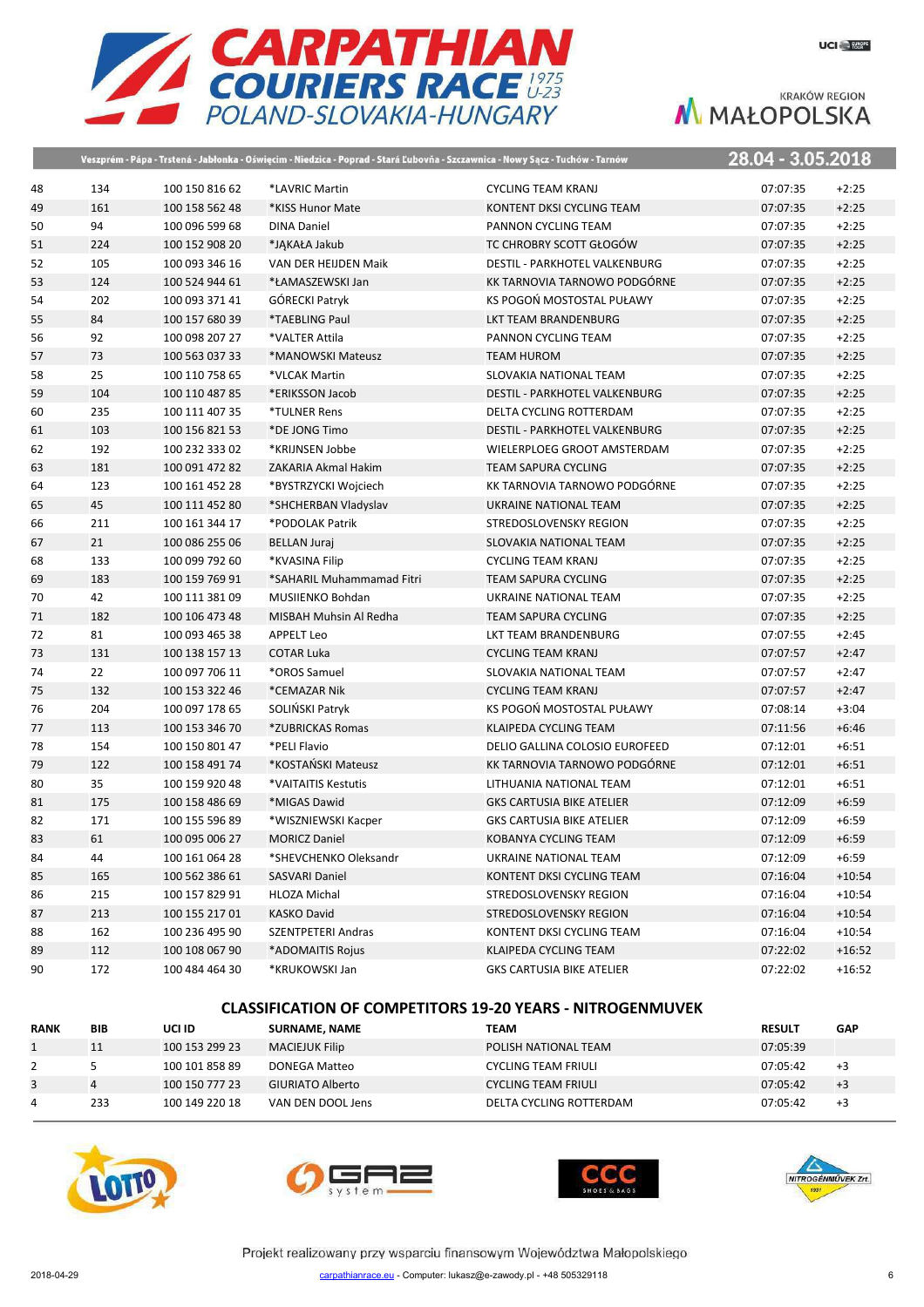Veszprém - Pápa - Trstená - Jabłonka - Oświęcim - Niedzica - Poprad - Stará Ľubovňa - Szczawnica - Nowy Sącz - Tuchów - Tarnów

28.04 - 3.05.2018

| | | | | | | |
|---|---|---|---|---|---|---|
| 48 | 134 | 100 150 816 62 | *LAVRIC Martin | CYCLING TEAM KRANJ | 07:07:35 | +2:25 |
| 49 | 161 | 100 158 562 48 | *KISS Hunor Mate | KONTENT DKSI CYCLING TEAM | 07:07:35 | +2:25 |
| 50 | 94 | 100 096 599 68 | DINA Daniel | PANNON CYCLING TEAM | 07:07:35 | +2:25 |
| 51 | 224 | 100 152 908 20 | *JĄKAŁA Jakub | TC CHROBRY SCOTT GŁOGÓW | 07:07:35 | +2:25 |
| 52 | 105 | 100 093 346 16 | VAN DER HEIJDEN Maik | DESTIL - PARKHOTEL VALKENBURG | 07:07:35 | +2:25 |
| 53 | 124 | 100 524 944 61 | *ŁAMASZEWSKI Jan | KK TARNOVIA TARNOWO PODGÓRNE | 07:07:35 | +2:25 |
| 54 | 202 | 100 093 371 41 | GÓRECKI Patryk | KS POGOŃ MOSTOSTAL PUŁAWY | 07:07:35 | +2:25 |
| 55 | 84 | 100 157 680 39 | *TAEBLING Paul | LKT TEAM BRANDENBURG | 07:07:35 | +2:25 |
| 56 | 92 | 100 098 207 27 | *VALTER Attila | PANNON CYCLING TEAM | 07:07:35 | +2:25 |
| 57 | 73 | 100 563 037 33 | *MANOWSKI Mateusz | TEAM HUROM | 07:07:35 | +2:25 |
| 58 | 25 | 100 110 758 65 | *VLCAK Martin | SLOVAKIA NATIONAL TEAM | 07:07:35 | +2:25 |
| 59 | 104 | 100 110 487 85 | *ERIKSSON Jacob | DESTIL - PARKHOTEL VALKENBURG | 07:07:35 | +2:25 |
| 60 | 235 | 100 111 407 35 | *TULNER Rens | DELTA CYCLING ROTTERDAM | 07:07:35 | +2:25 |
| 61 | 103 | 100 156 821 53 | *DE JONG Timo | DESTIL - PARKHOTEL VALKENBURG | 07:07:35 | +2:25 |
| 62 | 192 | 100 232 333 02 | *KRIJNSEN Jobbe | WIELERPLOEG GROOT AMSTERDAM | 07:07:35 | +2:25 |
| 63 | 181 | 100 091 472 82 | ZAKARIA Akmal Hakim | TEAM SAPURA CYCLING | 07:07:35 | +2:25 |
| 64 | 123 | 100 161 452 28 | *BYSTRZYCKI Wojciech | KK TARNOVIA TARNOWO PODGÓRNE | 07:07:35 | +2:25 |
| 65 | 45 | 100 111 452 80 | *SHCHERBAN Vladyslav | UKRAINE NATIONAL TEAM | 07:07:35 | +2:25 |
| 66 | 211 | 100 161 344 17 | *PODOLAK Patrik | STREDOSLOVENSKY REGION | 07:07:35 | +2:25 |
| 67 | 21 | 100 086 255 06 | BELLAN Juraj | SLOVAKIA NATIONAL TEAM | 07:07:35 | +2:25 |
| 68 | 133 | 100 099 792 60 | *KVASINA Filip | CYCLING TEAM KRANJ | 07:07:35 | +2:25 |
| 69 | 183 | 100 159 769 91 | *SAHARIL Muhammamad Fitri | TEAM SAPURA CYCLING | 07:07:35 | +2:25 |
| 70 | 42 | 100 111 381 09 | MUSIIENKO Bohdan | UKRAINE NATIONAL TEAM | 07:07:35 | +2:25 |
| 71 | 182 | 100 106 473 48 | MISBAH Muhsin Al Redha | TEAM SAPURA CYCLING | 07:07:35 | +2:25 |
| 72 | 81 | 100 093 465 38 | APPELT Leo | LKT TEAM BRANDENBURG | 07:07:55 | +2:45 |
| 73 | 131 | 100 138 157 13 | COTAR Luka | CYCLING TEAM KRANJ | 07:07:57 | +2:47 |
| 74 | 22 | 100 097 706 11 | *OROS Samuel | SLOVAKIA NATIONAL TEAM | 07:07:57 | +2:47 |
| 75 | 132 | 100 153 322 46 | *CEMAZAR Nik | CYCLING TEAM KRANJ | 07:07:57 | +2:47 |
| 76 | 204 | 100 097 178 65 | SOLIŃSKI Patryk | KS POGOŃ MOSTOSTAL PUŁAWY | 07:08:14 | +3:04 |
| 77 | 113 | 100 153 346 70 | *ZUBRICKAS Romas | KLAIPEDA CYCLING TEAM | 07:11:56 | +6:46 |
| 78 | 154 | 100 150 801 47 | *PELI Flavio | DELIO GALLINA COLOSIO EUROFEED | 07:12:01 | +6:51 |
| 79 | 122 | 100 158 491 74 | *KOSTAŃSKI Mateusz | KK TARNOVIA TARNOWO PODGÓRNE | 07:12:01 | +6:51 |
| 80 | 35 | 100 159 920 48 | *VAITAITIS Kestutis | LITHUANIA NATIONAL TEAM | 07:12:01 | +6:51 |
| 81 | 175 | 100 158 486 69 | *MIGAS Dawid | GKS CARTUSIA BIKE ATELIER | 07:12:09 | +6:59 |
| 82 | 171 | 100 155 596 89 | *WISZNIEWSKI Kacper | GKS CARTUSIA BIKE ATELIER | 07:12:09 | +6:59 |
| 83 | 61 | 100 095 006 27 | MORICZ Daniel | KOBANYA CYCLING TEAM | 07:12:09 | +6:59 |
| 84 | 44 | 100 161 064 28 | *SHEVCHENKO Oleksandr | UKRAINE NATIONAL TEAM | 07:12:09 | +6:59 |
| 85 | 165 | 100 562 386 61 | SASVARI Daniel | KONTENT DKSI CYCLING TEAM | 07:16:04 | +10:54 |
| 86 | 215 | 100 157 829 91 | HLOZA Michal | STREDOSLOVENSKY REGION | 07:16:04 | +10:54 |
| 87 | 213 | 100 155 217 01 | KASKO David | STREDOSLOVENSKY REGION | 07:16:04 | +10:54 |
| 88 | 162 | 100 236 495 90 | SZENTPETERI Andras | KONTENT DKSI CYCLING TEAM | 07:16:04 | +10:54 |
| 89 | 112 | 100 108 067 90 | *ADOMAITIS Rojus | KLAIPEDA CYCLING TEAM | 07:22:02 | +16:52 |
| 90 | 172 | 100 484 464 30 | *KRUKOWSKI Jan | GKS CARTUSIA BIKE ATELIER | 07:22:02 | +16:52 |

## CLASSIFICATION OF COMPETITORS 19-20 YEARS - NITROGENMUVEK

| RANK | BIB | UCI ID | SURNAME, NAME | TEAM | RESULT | GAP |
|---|---|---|---|---|---|---|
| 1 | 11 | 100 153 299 23 | MACIEJUK Filip | POLISH NATIONAL TEAM | 07:05:39 | |
| 2 | 5 | 100 101 858 89 | DONEGA Matteo | CYCLING TEAM FRIULI | 07:05:42 | +3 |
| 3 | 4 | 100 150 777 23 | GIURIATO Alberto | CYCLING TEAM FRIULI | 07:05:42 | +3 |
| 4 | 233 | 100 149 220 18 | VAN DEN DOOL Jens | DELTA CYCLING ROTTERDAM | 07:05:42 | +3 |

Projekt realizowany przy wsparciu finansowym Województwa Małopolskiego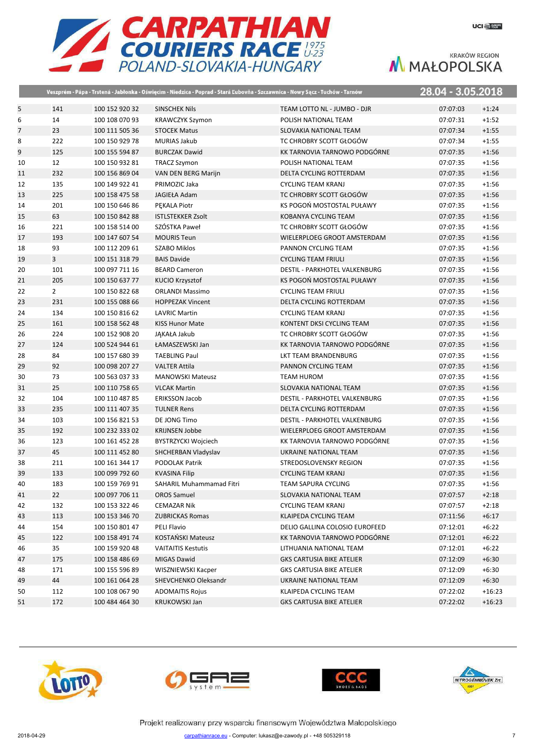# CARPATHIAN COURIERS RACE 1975 U-23

POLAND-SLOVAKIA-HUNGARY

KRAKÓW REGION MAŁOPOLSKA

Veszprém - Pápa - Trstená - Jabłonka - Oświęcim - Niedzica - Poprad - Stará Ľubovňa - Szczawnica - Nowy Sącz - Tuchów - Tarnów

28.04 - 3.05.2018

| | | | | | | |
|---|---|---|---|---|---|---|
| 5 | 141 | 100 152 920 32 | SINSCHEK Nils | TEAM LOTTO NL - JUMBO - DJR | 07:07:03 | +1:24 |
| 6 | 14 | 100 108 070 93 | KRAWCZYK Szymon | POLISH NATIONAL TEAM | 07:07:31 | +1:52 |
| 7 | 23 | 100 111 505 36 | STOCEK Matus | SLOVAKIA NATIONAL TEAM | 07:07:34 | +1:55 |
| 8 | 222 | 100 150 929 78 | MURIAS Jakub | TC CHROBRY SCOTT GŁOGÓW | 07:07:34 | +1:55 |
| 9 | 125 | 100 155 594 87 | BURCZAK Dawid | KK TARNOVIA TARNOWO PODGÓRNE | 07:07:35 | +1:56 |
| 10 | 12 | 100 150 932 81 | TRACZ Szymon | POLISH NATIONAL TEAM | 07:07:35 | +1:56 |
| 11 | 232 | 100 156 869 04 | VAN DEN BERG Marijn | DELTA CYCLING ROTTERDAM | 07:07:35 | +1:56 |
| 12 | 135 | 100 149 922 41 | PRIMOZIC Jaka | CYCLING TEAM KRANJ | 07:07:35 | +1:56 |
| 13 | 225 | 100 158 475 58 | JAGIEŁA Adam | TC CHROBRY SCOTT GŁOGÓW | 07:07:35 | +1:56 |
| 14 | 201 | 100 150 646 86 | PĘKALA Piotr | KS POGOŃ MOSTOSTAL PUŁAWY | 07:07:35 | +1:56 |
| 15 | 63 | 100 150 842 88 | ISTLSTEKKER Zsolt | KOBANYA CYCLING TEAM | 07:07:35 | +1:56 |
| 16 | 221 | 100 158 514 00 | SZÓSTKA Paweł | TC CHROBRY SCOTT GŁOGÓW | 07:07:35 | +1:56 |
| 17 | 193 | 100 147 607 54 | MOURIS Teun | WIELERPLOEG GROOT AMSTERDAM | 07:07:35 | +1:56 |
| 18 | 93 | 100 112 209 61 | SZABO Miklos | PANNON CYCLING TEAM | 07:07:35 | +1:56 |
| 19 | 3 | 100 151 318 79 | BAIS Davide | CYCLING TEAM FRIULI | 07:07:35 | +1:56 |
| 20 | 101 | 100 097 711 16 | BEARD Cameron | DESTIL - PARKHOTEL VALKENBURG | 07:07:35 | +1:56 |
| 21 | 205 | 100 150 637 77 | KUCIO Krzysztof | KS POGOŃ MOSTOSTAL PUŁAWY | 07:07:35 | +1:56 |
| 22 | 2 | 100 150 822 68 | ORLANDI Massimo | CYCLING TEAM FRIULI | 07:07:35 | +1:56 |
| 23 | 231 | 100 155 088 66 | HOPPEZAK Vincent | DELTA CYCLING ROTTERDAM | 07:07:35 | +1:56 |
| 24 | 134 | 100 150 816 62 | LAVRIC Martin | CYCLING TEAM KRANJ | 07:07:35 | +1:56 |
| 25 | 161 | 100 158 562 48 | KISS Hunor Mate | KONTENT DKSI CYCLING TEAM | 07:07:35 | +1:56 |
| 26 | 224 | 100 152 908 20 | JĄKAŁA Jakub | TC CHROBRY SCOTT GŁOGÓW | 07:07:35 | +1:56 |
| 27 | 124 | 100 524 944 61 | ŁAMASZEWSKI Jan | KK TARNOVIA TARNOWO PODGÓRNE | 07:07:35 | +1:56 |
| 28 | 84 | 100 157 680 39 | TAEBLING Paul | LKT TEAM BRANDENBURG | 07:07:35 | +1:56 |
| 29 | 92 | 100 098 207 27 | VALTER Attila | PANNON CYCLING TEAM | 07:07:35 | +1:56 |
| 30 | 73 | 100 563 037 33 | MANOWSKI Mateusz | TEAM HUROM | 07:07:35 | +1:56 |
| 31 | 25 | 100 110 758 65 | VLCAK Martin | SLOVAKIA NATIONAL TEAM | 07:07:35 | +1:56 |
| 32 | 104 | 100 110 487 85 | ERIKSSON Jacob | DESTIL - PARKHOTEL VALKENBURG | 07:07:35 | +1:56 |
| 33 | 235 | 100 111 407 35 | TULNER Rens | DELTA CYCLING ROTTERDAM | 07:07:35 | +1:56 |
| 34 | 103 | 100 156 821 53 | DE JONG Timo | DESTIL - PARKHOTEL VALKENBURG | 07:07:35 | +1:56 |
| 35 | 192 | 100 232 333 02 | KRIJNSEN Jobbe | WIELERPLOEG GROOT AMSTERDAM | 07:07:35 | +1:56 |
| 36 | 123 | 100 161 452 28 | BYSTRZYCKI Wojciech | KK TARNOVIA TARNOWO PODGÓRNE | 07:07:35 | +1:56 |
| 37 | 45 | 100 111 452 80 | SHCHERBAN Vladyslav | UKRAINE NATIONAL TEAM | 07:07:35 | +1:56 |
| 38 | 211 | 100 161 344 17 | PODOLAK Patrik | STREDOSLOVENSKY REGION | 07:07:35 | +1:56 |
| 39 | 133 | 100 099 792 60 | KVASINA Filip | CYCLING TEAM KRANJ | 07:07:35 | +1:56 |
| 40 | 183 | 100 159 769 91 | SAHARIL Muhammamad Fitri | TEAM SAPURA CYCLING | 07:07:35 | +1:56 |
| 41 | 22 | 100 097 706 11 | OROS Samuel | SLOVAKIA NATIONAL TEAM | 07:07:57 | +2:18 |
| 42 | 132 | 100 153 322 46 | CEMAZAR Nik | CYCLING TEAM KRANJ | 07:07:57 | +2:18 |
| 43 | 113 | 100 153 346 70 | ZUBRICKAS Romas | KLAIPEDA CYCLING TEAM | 07:11:56 | +6:17 |
| 44 | 154 | 100 150 801 47 | PELI Flavio | DELIO GALLINA COLOSIO EUROFEED | 07:12:01 | +6:22 |
| 45 | 122 | 100 158 491 74 | KOSTAŃSKI Mateusz | KK TARNOVIA TARNOWO PODGÓRNE | 07:12:01 | +6:22 |
| 46 | 35 | 100 159 920 48 | VAITAITIS Kestutis | LITHUANIA NATIONAL TEAM | 07:12:01 | +6:22 |
| 47 | 175 | 100 158 486 69 | MIGAS Dawid | GKS CARTUSIA BIKE ATELIER | 07:12:09 | +6:30 |
| 48 | 171 | 100 155 596 89 | WISZNIEWSKI Kacper | GKS CARTUSIA BIKE ATELIER | 07:12:09 | +6:30 |
| 49 | 44 | 100 161 064 28 | SHEVCHENKO Oleksandr | UKRAINE NATIONAL TEAM | 07:12:09 | +6:30 |
| 50 | 112 | 100 108 067 90 | ADOMAITIS Rojus | KLAIPEDA CYCLING TEAM | 07:22:02 | +16:23 |
| 51 | 172 | 100 484 464 30 | KRUKOWSKI Jan | GKS CARTUSIA BIKE ATELIER | 07:22:02 | +16:23 |

Projekt realizowany przy wsparciu finansowym Województwa Małopolskiego

2018-04-29 carpathianrace.eu - Computer: lukasz@e-zawody.pl - +48 505329118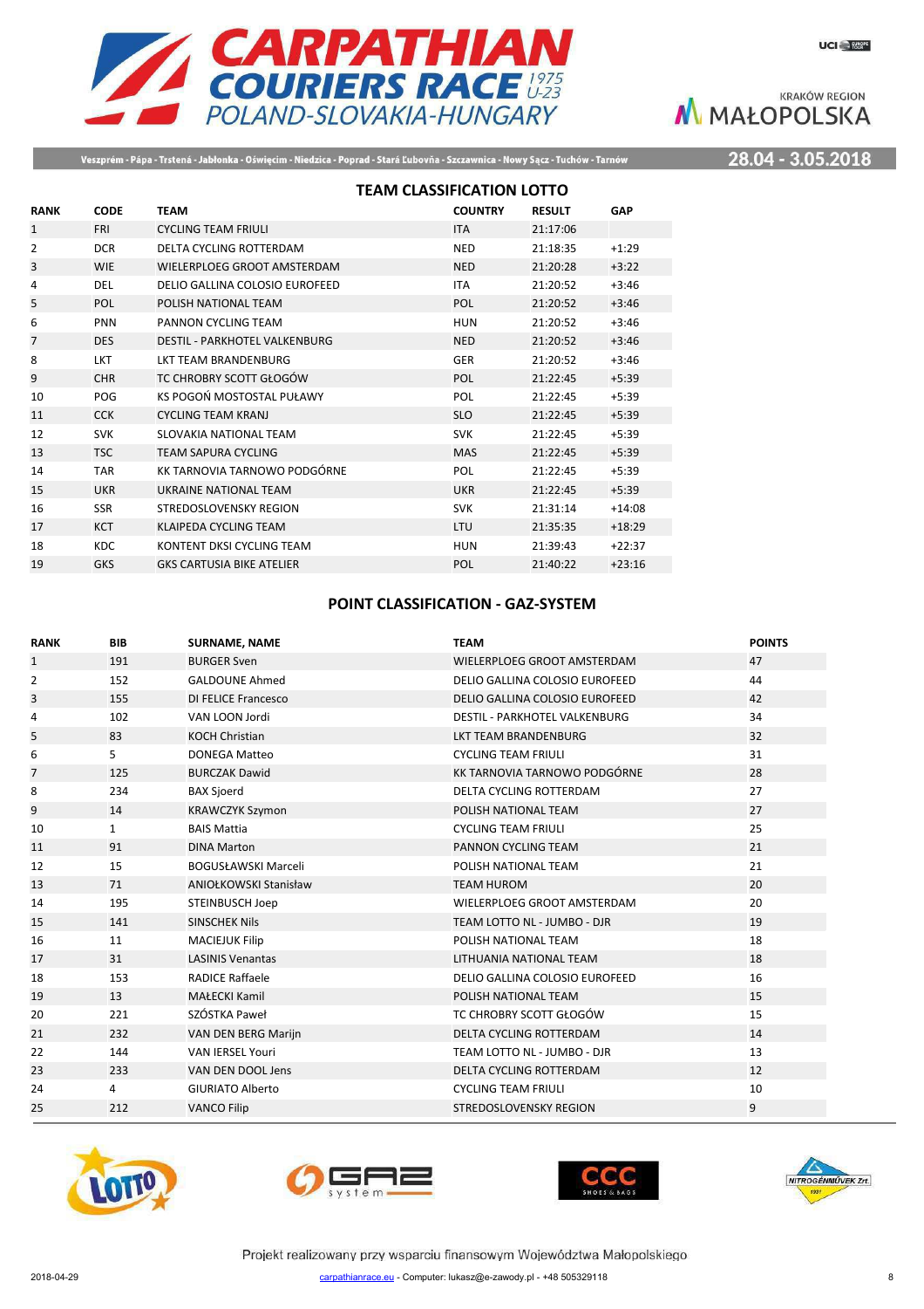# CARPATHIAN COURIERS RACE 1975 U-23

## POLAND-SLOVAKIA-HUNGARY

KRAKÓW REGION MAŁOPOLSKA

Veszprém - Pápa - Trstená - Jabłonka - Oświęcim - Niedzica - Poprad - Stará Ľubovňa - Szczawnica - Nowy Sącz - Tuchów - Tarnów

28.04 - 3.05.2018

## TEAM CLASSIFICATION LOTTO

| RANK | CODE | TEAM | COUNTRY | RESULT | GAP |
|---|---|---|---|---|---|
| 1 | FRI | CYCLING TEAM FRIULI | ITA | 21:17:06 | |
| 2 | DCR | DELTA CYCLING ROTTERDAM | NED | 21:18:35 | +1:29 |
| 3 | WIE | WIELERPLOEG GROOT AMSTERDAM | NED | 21:20:28 | +3:22 |
| 4 | DEL | DELIO GALLINA COLOSIO EUROFEED | ITA | 21:20:52 | +3:46 |
| 5 | POL | POLISH NATIONAL TEAM | POL | 21:20:52 | +3:46 |
| 6 | PNN | PANNON CYCLING TEAM | HUN | 21:20:52 | +3:46 |
| 7 | DES | DESTIL - PARKHOTEL VALKENBURG | NED | 21:20:52 | +3:46 |
| 8 | LKT | LKT TEAM BRANDENBURG | GER | 21:20:52 | +3:46 |
| 9 | CHR | TC CHROBRY SCOTT GŁOGÓW | POL | 21:22:45 | +5:39 |
| 10 | POG | KS POGOŃ MOSTOSTAL PUŁAWY | POL | 21:22:45 | +5:39 |
| 11 | CCK | CYCLING TEAM KRANJ | SLO | 21:22:45 | +5:39 |
| 12 | SVK | SLOVAKIA NATIONAL TEAM | SVK | 21:22:45 | +5:39 |
| 13 | TSC | TEAM SAPURA CYCLING | MAS | 21:22:45 | +5:39 |
| 14 | TAR | KK TARNOVIA TARNOWO PODGÓRNE | POL | 21:22:45 | +5:39 |
| 15 | UKR | UKRAINE NATIONAL TEAM | UKR | 21:22:45 | +5:39 |
| 16 | SSR | STREDOSLOVENSKY REGION | SVK | 21:31:14 | +14:08 |
| 17 | KCT | KLAIPEDA CYCLING TEAM | LTU | 21:35:35 | +18:29 |
| 18 | KDC | KONTENT DKSI CYCLING TEAM | HUN | 21:39:43 | +22:37 |
| 19 | GKS | GKS CARTUSIA BIKE ATELIER | POL | 21:40:22 | +23:16 |

## POINT CLASSIFICATION - GAZ-SYSTEM

| RANK | BIB | SURNAME, NAME | TEAM | POINTS |
|---|---|---|---|---|
| 1 | 191 | BURGER Sven | WIELERPLOEG GROOT AMSTERDAM | 47 |
| 2 | 152 | GALDOUNE Ahmed | DELIO GALLINA COLOSIO EUROFEED | 44 |
| 3 | 155 | DI FELICE Francesco | DELIO GALLINA COLOSIO EUROFEED | 42 |
| 4 | 102 | VAN LOON Jordi | DESTIL - PARKHOTEL VALKENBURG | 34 |
| 5 | 83 | KOCH Christian | LKT TEAM BRANDENBURG | 32 |
| 6 | 5 | DONEGA Matteo | CYCLING TEAM FRIULI | 31 |
| 7 | 125 | BURCZAK Dawid | KK TARNOVIA TARNOWO PODGÓRNE | 28 |
| 8 | 234 | BAX Sjoerd | DELTA CYCLING ROTTERDAM | 27 |
| 9 | 14 | KRAWCZYK Szymon | POLISH NATIONAL TEAM | 27 |
| 10 | 1 | BAIS Mattia | CYCLING TEAM FRIULI | 25 |
| 11 | 91 | DINA Marton | PANNON CYCLING TEAM | 21 |
| 12 | 15 | BOGUSŁAWSKI Marceli | POLISH NATIONAL TEAM | 21 |
| 13 | 71 | ANIOŁKOWSKI Stanisław | TEAM HUROM | 20 |
| 14 | 195 | STEINBUSCH Joep | WIELERPLOEG GROOT AMSTERDAM | 20 |
| 15 | 141 | SINSCHEK Nils | TEAM LOTTO NL - JUMBO - DJR | 19 |
| 16 | 11 | MACIEJUK Filip | POLISH NATIONAL TEAM | 18 |
| 17 | 31 | LASINIS Venantas | LITHUANIA NATIONAL TEAM | 18 |
| 18 | 153 | RADICE Raffaele | DELIO GALLINA COLOSIO EUROFEED | 16 |
| 19 | 13 | MAŁECKI Kamil | POLISH NATIONAL TEAM | 15 |
| 20 | 221 | SZÓSTKA Paweł | TC CHROBRY SCOTT GŁOGÓW | 15 |
| 21 | 232 | VAN DEN BERG Marijn | DELTA CYCLING ROTTERDAM | 14 |
| 22 | 144 | VAN IERSEL Youri | TEAM LOTTO NL - JUMBO - DJR | 13 |
| 23 | 233 | VAN DEN DOOL Jens | DELTA CYCLING ROTTERDAM | 12 |
| 24 | 4 | GIURIATO Alberto | CYCLING TEAM FRIULI | 10 |
| 25 | 212 | VANCO Filip | STREDOSLOVENSKY REGION | 9 |

Projekt realizowany przy wsparciu finansowym Województwa Małopolskiego

2018-04-29 carpathianrace.eu - Computer: lukasz@e-zawody.pl - +48 505329118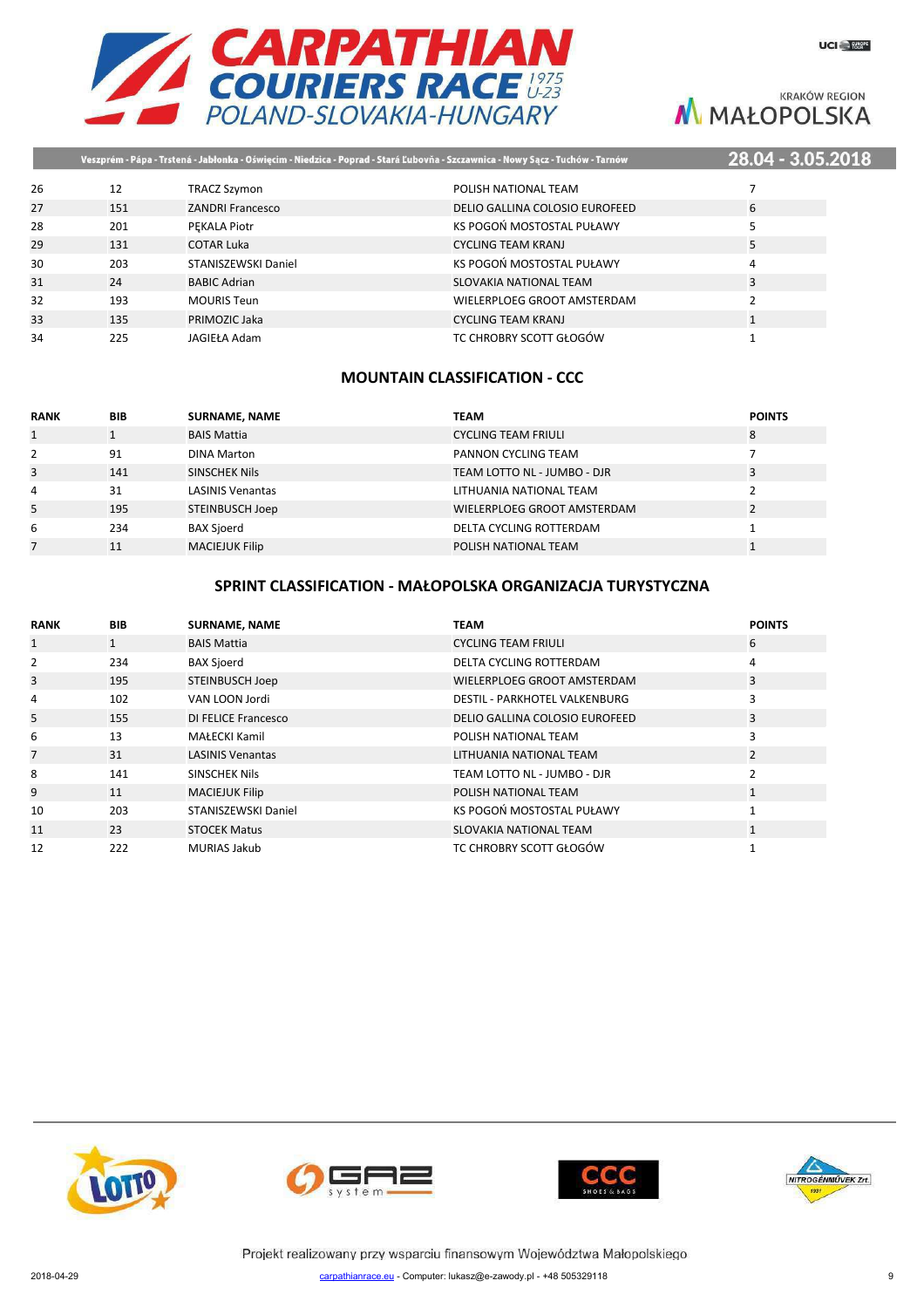| | | | | |
|---|---|---|---|---|
| 26 | 12 | TRACZ Szymon | POLISH NATIONAL TEAM | 7 |
| 27 | 151 | ZANDRI Francesco | DELIO GALLINA COLOSIO EUROFEED | 6 |
| 28 | 201 | PĘKALA Piotr | KS POGOŃ MOSTOSTAL PUŁAWY | 5 |
| 29 | 131 | COTAR Luka | CYCLING TEAM KRANJ | 5 |
| 30 | 203 | STANISZEWSKI Daniel | KS POGOŃ MOSTOSTAL PUŁAWY | 4 |
| 31 | 24 | BABIC Adrian | SLOVAKIA NATIONAL TEAM | 3 |
| 32 | 193 | MOURIS Teun | WIELERPLOEG GROOT AMSTERDAM | 2 |
| 33 | 135 | PRIMOZIC Jaka | CYCLING TEAM KRANJ | 1 |
| 34 | 225 | JAGIEŁA Adam | TC CHROBRY SCOTT GŁOGÓW | 1 |

## MOUNTAIN CLASSIFICATION - CCC

| RANK | BIB | SURNAME, NAME | TEAM | POINTS |
|---|---|---|---|---|
| 1 | 1 | BAIS Mattia | CYCLING TEAM FRIULI | 8 |
| 2 | 91 | DINA Marton | PANNON CYCLING TEAM | 7 |
| 3 | 141 | SINSCHEK Nils | TEAM LOTTO NL - JUMBO - DJR | 3 |
| 4 | 31 | LASINIS Venantas | LITHUANIA NATIONAL TEAM | 2 |
| 5 | 195 | STEINBUSCH Joep | WIELERPLOEG GROOT AMSTERDAM | 2 |
| 6 | 234 | BAX Sjoerd | DELTA CYCLING ROTTERDAM | 1 |
| 7 | 11 | MACIEJUK Filip | POLISH NATIONAL TEAM | 1 |

## SPRINT CLASSIFICATION - MAŁOPOLSKA ORGANIZACJA TURYSTYCZNA

| RANK | BIB | SURNAME, NAME | TEAM | POINTS |
|---|---|---|---|---|
| 1 | 1 | BAIS Mattia | CYCLING TEAM FRIULI | 6 |
| 2 | 234 | BAX Sjoerd | DELTA CYCLING ROTTERDAM | 4 |
| 3 | 195 | STEINBUSCH Joep | WIELERPLOEG GROOT AMSTERDAM | 3 |
| 4 | 102 | VAN LOON Jordi | DESTIL - PARKHOTEL VALKENBURG | 3 |
| 5 | 155 | DI FELICE Francesco | DELIO GALLINA COLOSIO EUROFEED | 3 |
| 6 | 13 | MAŁECKI Kamil | POLISH NATIONAL TEAM | 3 |
| 7 | 31 | LASINIS Venantas | LITHUANIA NATIONAL TEAM | 2 |
| 8 | 141 | SINSCHEK Nils | TEAM LOTTO NL - JUMBO - DJR | 2 |
| 9 | 11 | MACIEJUK Filip | POLISH NATIONAL TEAM | 1 |
| 10 | 203 | STANISZEWSKI Daniel | KS POGOŃ MOSTOSTAL PUŁAWY | 1 |
| 11 | 23 | STOCEK Matus | SLOVAKIA NATIONAL TEAM | 1 |
| 12 | 222 | MURIAS Jakub | TC CHROBRY SCOTT GŁOGÓW | 1 |

Projekt realizowany przy wsparciu finansowym Województwa Małopolskiego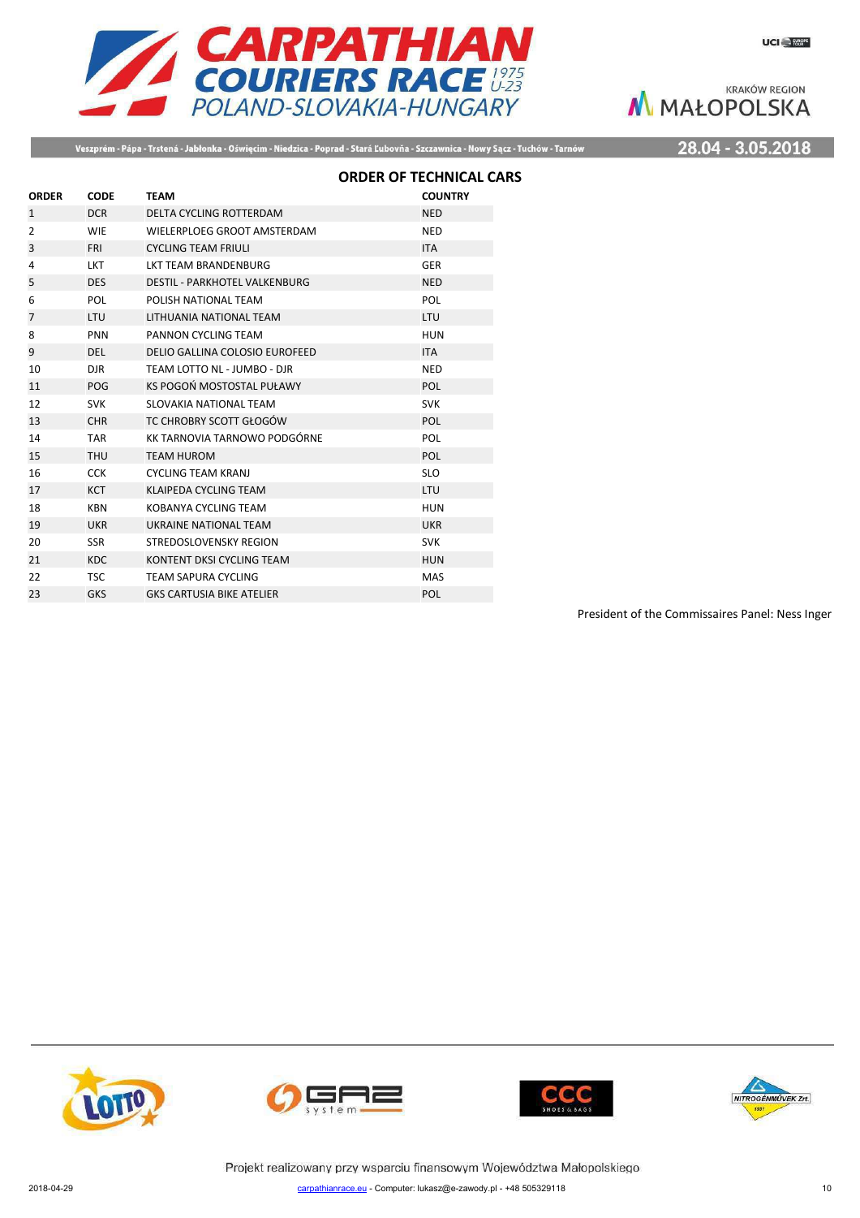# CARPATHIAN COURIERS RACE 1975 U-23
## POLAND-SLOVAKIA-HUNGARY

Veszprém - Pápa - Trstená - Jabłonka - Oświęcim - Niedzica - Poprad - Stará Ľubovňa - Szczawnica - Nowy Sącz - Tuchów - Tarnów

28.04 - 3.05.2018

## ORDER OF TECHNICAL CARS

| ORDER | CODE | TEAM | COUNTRY |
|---|---|---|---|
| 1 | DCR | DELTA CYCLING ROTTERDAM | NED |
| 2 | WIE | WIELERPLOEG GROOT AMSTERDAM | NED |
| 3 | FRI | CYCLING TEAM FRIULI | ITA |
| 4 | LKT | LKT TEAM BRANDENBURG | GER |
| 5 | DES | DESTIL - PARKHOTEL VALKENBURG | NED |
| 6 | POL | POLISH NATIONAL TEAM | POL |
| 7 | LTU | LITHUANIA NATIONAL TEAM | LTU |
| 8 | PNN | PANNON CYCLING TEAM | HUN |
| 9 | DEL | DELIO GALLINA COLOSIO EUROFEED | ITA |
| 10 | DJR | TEAM LOTTO NL - JUMBO - DJR | NED |
| 11 | POG | KS POGOŃ MOSTOSTAL PUŁAWY | POL |
| 12 | SVK | SLOVAKIA NATIONAL TEAM | SVK |
| 13 | CHR | TC CHROBRY SCOTT GŁOGÓW | POL |
| 14 | TAR | KK TARNOVIA TARNOWO PODGÓRNE | POL |
| 15 | THU | TEAM HUROM | POL |
| 16 | CCK | CYCLING TEAM KRANJ | SLO |
| 17 | KCT | KLAIPEDA CYCLING TEAM | LTU |
| 18 | KBN | KOBANYA CYCLING TEAM | HUN |
| 19 | UKR | UKRAINE NATIONAL TEAM | UKR |
| 20 | SSR | STREDOSLOVENSKY REGION | SVK |
| 21 | KDC | KONTENT DKSI CYCLING TEAM | HUN |
| 22 | TSC | TEAM SAPURA CYCLING | MAS |
| 23 | GKS | GKS CARTUSIA BIKE ATELIER | POL |

President of the Commissaires Panel: Ness Inger

Projekt realizowany przy wsparciu finansowym Województwa Małopolskiego

2018-04-29 carpathianrace.eu - Computer: lukasz@e-zawody.pl - +48 505329118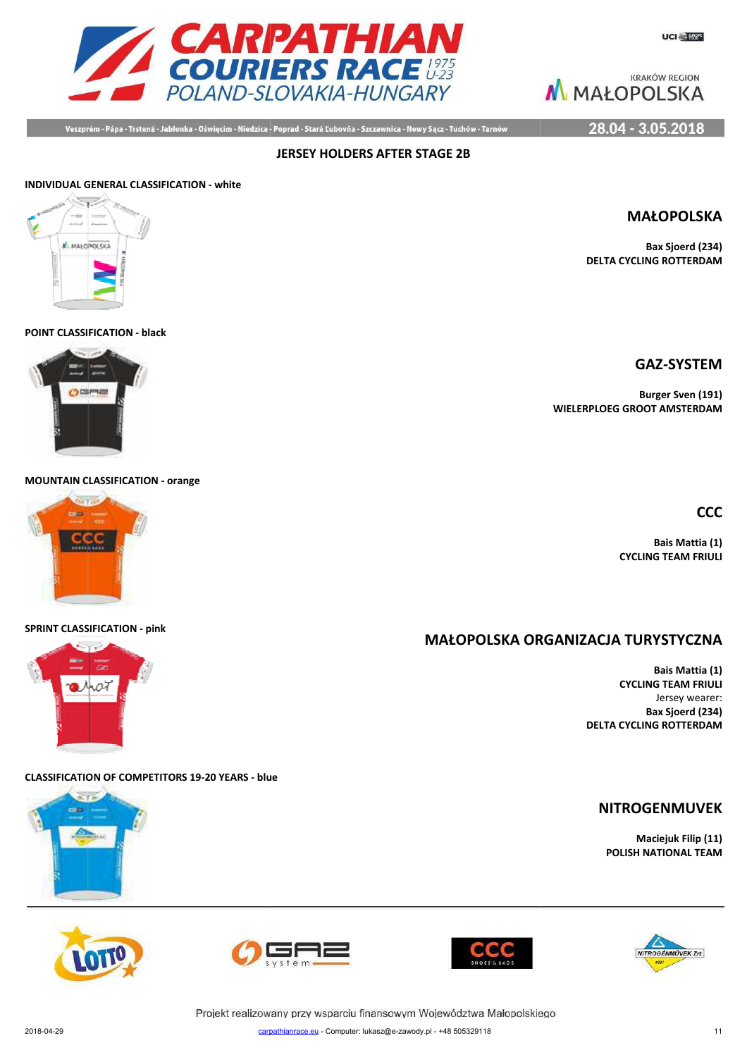## JERSEY HOLDERS AFTER STAGE 2B

**INDIVIDUAL GENERAL CLASSIFICATION - white**

### MAŁOPOLSKA

**Bax Sjoerd (234)**
**DELTA CYCLING ROTTERDAM**

**POINT CLASSIFICATION - black**

### GAZ-SYSTEM

**Burger Sven (191)**
**WIELERPLOEG GROOT AMSTERDAM**

**MOUNTAIN CLASSIFICATION - orange**

### CCC

**Bais Mattia (1)**
**CYCLING TEAM FRIULI**

**SPRINT CLASSIFICATION - pink**

### MAŁOPOLSKA ORGANIZACJA TURYSTYCZNA

**Bais Mattia (1)**
**CYCLING TEAM FRIULI**
Jersey wearer:
**Bax Sjoerd (234)**
**DELTA CYCLING ROTTERDAM**

**CLASSIFICATION OF COMPETITORS 19-20 YEARS - blue**

### NITROGENMUVEK

**Maciejuk Filip (11)**
**POLISH NATIONAL TEAM**

Projekt realizowany przy wsparciu finansowym Województwa Małopolskiego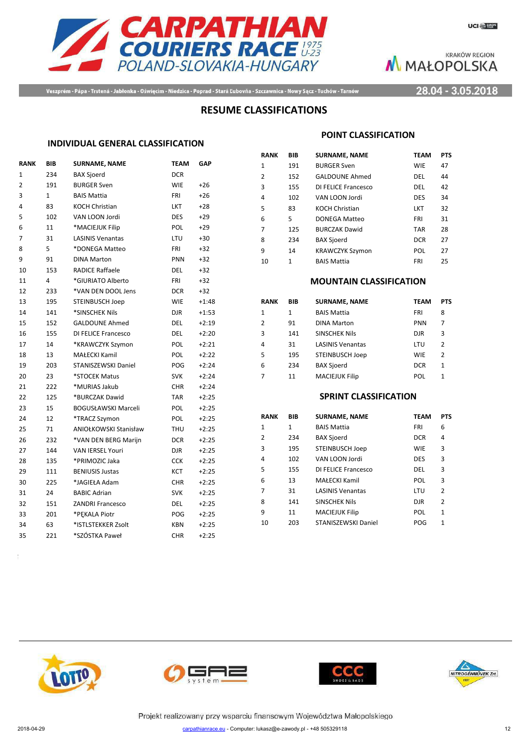# CARPATHIAN COURIERS RACE 1975 U-23

POLAND-SLOVAKIA-HUNGARY

KRAKÓW REGION MAŁOPOLSKA

Veszprém - Pápa - Trstená - Jabłonka - Oświęcim - Niedzica - Poprad - Stará Ľubovňa - Szczawnica - Nowy Sącz - Tuchów - Tarnów

28.04 - 3.05.2018

## RESUME CLASSIFICATIONS

### INDIVIDUAL GENERAL CLASSIFICATION

| RANK | BIB | SURNAME, NAME | TEAM | GAP |
|---|---|---|---|---|
| 1 | 234 | BAX Sjoerd | DCR | |
| 2 | 191 | BURGER Sven | WIE | +26 |
| 3 | 1 | BAIS Mattia | FRI | +26 |
| 4 | 83 | KOCH Christian | LKT | +28 |
| 5 | 102 | VAN LOON Jordi | DES | +29 |
| 6 | 11 | *MACIEJUK Filip | POL | +29 |
| 7 | 31 | LASINIS Venantas | LTU | +30 |
| 8 | 5 | *DONEGA Matteo | FRI | +32 |
| 9 | 91 | DINA Marton | PNN | +32 |
| 10 | 153 | RADICE Raffaele | DEL | +32 |
| 11 | 4 | *GIURIATO Alberto | FRI | +32 |
| 12 | 233 | *VAN DEN DOOL Jens | DCR | +32 |
| 13 | 195 | STEINBUSCH Joep | WIE | +1:48 |
| 14 | 141 | *SINSCHEK Nils | DJR | +1:53 |
| 15 | 152 | GALDOUNE Ahmed | DEL | +2:19 |
| 16 | 155 | DI FELICE Francesco | DEL | +2:20 |
| 17 | 14 | *KRAWCZYK Szymon | POL | +2:21 |
| 18 | 13 | MAŁECKI Kamil | POL | +2:22 |
| 19 | 203 | STANISZEWSKI Daniel | POG | +2:24 |
| 20 | 23 | *STOCEK Matus | SVK | +2:24 |
| 21 | 222 | *MURIAS Jakub | CHR | +2:24 |
| 22 | 125 | *BURCZAK Dawid | TAR | +2:25 |
| 23 | 15 | BOGUSŁAWSKI Marceli | POL | +2:25 |
| 24 | 12 | *TRACZ Szymon | POL | +2:25 |
| 25 | 71 | ANIOŁKOWSKI Stanisław | THU | +2:25 |
| 26 | 232 | *VAN DEN BERG Marijn | DCR | +2:25 |
| 27 | 144 | VAN IERSEL Youri | DJR | +2:25 |
| 28 | 135 | *PRIMOZIC Jaka | CCK | +2:25 |
| 29 | 111 | BENIUSIS Justas | KCT | +2:25 |
| 30 | 225 | *JAGIEŁA Adam | CHR | +2:25 |
| 31 | 24 | BABIC Adrian | SVK | +2:25 |
| 32 | 151 | ZANDRI Francesco | DEL | +2:25 |
| 33 | 201 | *PĘKALA Piotr | POG | +2:25 |
| 34 | 63 | *ISTLSTEKKER Zsolt | KBN | +2:25 |
| 35 | 221 | *SZÓSTKA Paweł | CHR | +2:25 |

### POINT CLASSIFICATION

| RANK | BIB | SURNAME, NAME | TEAM | PTS |
|---|---|---|---|---|
| 1 | 191 | BURGER Sven | WIE | 47 |
| 2 | 152 | GALDOUNE Ahmed | DEL | 44 |
| 3 | 155 | DI FELICE Francesco | DEL | 42 |
| 4 | 102 | VAN LOON Jordi | DES | 34 |
| 5 | 83 | KOCH Christian | LKT | 32 |
| 6 | 5 | DONEGA Matteo | FRI | 31 |
| 7 | 125 | BURCZAK Dawid | TAR | 28 |
| 8 | 234 | BAX Sjoerd | DCR | 27 |
| 9 | 14 | KRAWCZYK Szymon | POL | 27 |
| 10 | 1 | BAIS Mattia | FRI | 25 |

### MOUNTAIN CLASSIFICATION

| RANK | BIB | SURNAME, NAME | TEAM | PTS |
|---|---|---|---|---|
| 1 | 1 | BAIS Mattia | FRI | 8 |
| 2 | 91 | DINA Marton | PNN | 7 |
| 3 | 141 | SINSCHEK Nils | DJR | 3 |
| 4 | 31 | LASINIS Venantas | LTU | 2 |
| 5 | 195 | STEINBUSCH Joep | WIE | 2 |
| 6 | 234 | BAX Sjoerd | DCR | 1 |
| 7 | 11 | MACIEJUK Filip | POL | 1 |

### SPRINT CLASSIFICATION

| RANK | BIB | SURNAME, NAME | TEAM | PTS |
|---|---|---|---|---|
| 1 | 1 | BAIS Mattia | FRI | 6 |
| 2 | 234 | BAX Sjoerd | DCR | 4 |
| 3 | 195 | STEINBUSCH Joep | WIE | 3 |
| 4 | 102 | VAN LOON Jordi | DES | 3 |
| 5 | 155 | DI FELICE Francesco | DEL | 3 |
| 6 | 13 | MAŁECKI Kamil | POL | 3 |
| 7 | 31 | LASINIS Venantas | LTU | 2 |
| 8 | 141 | SINSCHEK Nils | DJR | 2 |
| 9 | 11 | MACIEJUK Filip | POL | 1 |
| 10 | 203 | STANISZEWSKI Daniel | POG | 1 |

Projekt realizowany przy wsparciu finansowym Województwa Małopolskiego

2018-04-29 carpathianrace.eu - Computer: lukasz@e-zawody.pl - +48 505329118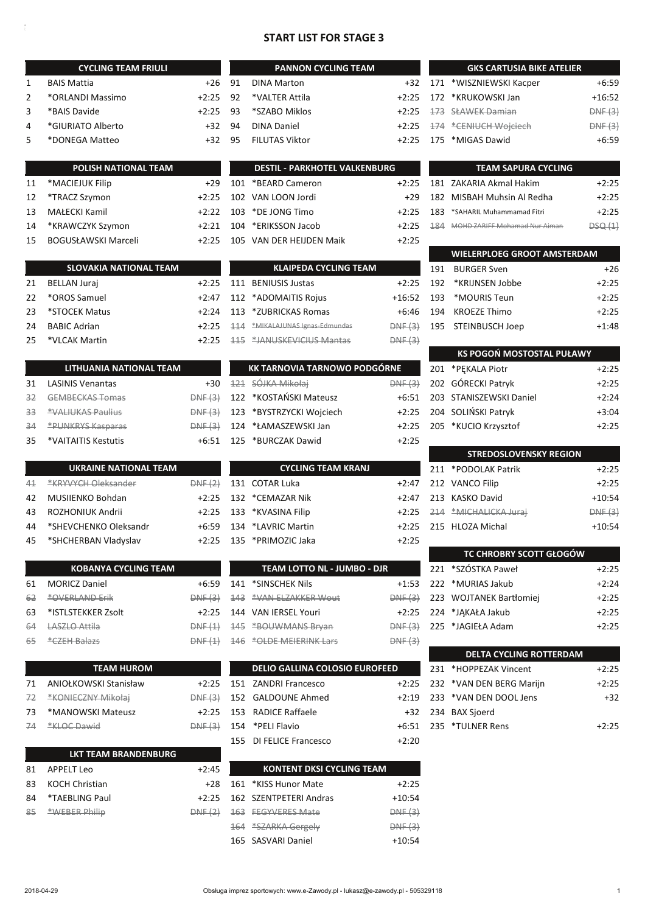# START LIST FOR STAGE 3

### CYCLING TEAM FRIULI

| No. | Name | Time |
|---|---|---|
| 1 | BAIS Mattia | +26 |
| 2 | *ORLANDI Massimo | +2:25 |
| 3 | *BAIS Davide | +2:25 |
| 4 | *GIURIATO Alberto | +32 |
| 5 | *DONEGA Matteo | +32 |

### POLISH NATIONAL TEAM

| No. | Name | Time |
|---|---|---|
| 11 | *MACIEJUK Filip | +29 |
| 12 | *TRACZ Szymon | +2:25 |
| 13 | MAŁECKI Kamil | +2:22 |
| 14 | *KRAWCZYK Szymon | +2:21 |
| 15 | BOGUSŁAWSKI Marceli | +2:25 |

### SLOVAKIA NATIONAL TEAM

| No. | Name | Time |
|---|---|---|
| 21 | BELLAN Juraj | +2:25 |
| 22 | *OROS Samuel | +2:47 |
| 23 | *STOCEK Matus | +2:24 |
| 24 | BABIC Adrian | +2:25 |
| 25 | *VLCAK Martin | +2:25 |

### LITHUANIA NATIONAL TEAM

| No. | Name | Time |
|---|---|---|
| 31 | LASINIS Venantas | +30 |
| ~~32~~ | ~~GEMBECKAS Tomas~~ | ~~DNF (3)~~ |
| ~~33~~ | ~~*VALIUKAS Paulius~~ | ~~DNF (3)~~ |
| ~~34~~ | ~~*PUNKRYS Kasparas~~ | ~~DNF (3)~~ |
| 35 | *VAITAITIS Kestutis | +6:51 |

### UKRAINE NATIONAL TEAM

| No. | Name | Time |
|---|---|---|
| ~~41~~ | ~~*KRYVYCH Oleksander~~ | ~~DNF (2)~~ |
| 42 | MUSIIENKO Bohdan | +2:25 |
| 43 | ROZHONIUK Andrii | +2:25 |
| 44 | *SHEVCHENKO Oleksandr | +6:59 |
| 45 | *SHCHERBAN Vladyslav | +2:25 |

### KOBANYA CYCLING TEAM

| No. | Name | Time |
|---|---|---|
| 61 | MORICZ Daniel | +6:59 |
| ~~62~~ | ~~*OVERLAND Erik~~ | ~~DNF (3)~~ |
| 63 | *ISTLSTEKKER Zsolt | +2:25 |
| ~~64~~ | ~~LASZLO Attila~~ | ~~DNF (1)~~ |
| ~~65~~ | ~~*CZEH Balazs~~ | ~~DNF (1)~~ |

### TEAM HUROM

| No. | Name | Time |
|---|---|---|
| 71 | ANIOŁKOWSKI Stanisław | +2:25 |
| ~~72~~ | ~~*KONIECZNY Mikołaj~~ | ~~DNF (3)~~ |
| 73 | *MANOWSKI Mateusz | +2:25 |
| ~~74~~ | ~~*KLOC Dawid~~ | ~~DNF (3)~~ |

### LKT TEAM BRANDENBURG

| No. | Name | Time |
|---|---|---|
| 81 | APPELT Leo | +2:45 |
| 83 | KOCH Christian | +28 |
| 84 | *TAEBLING Paul | +2:25 |
| ~~85~~ | ~~*WEBER Philip~~ | ~~DNF (2)~~ |

### PANNON CYCLING TEAM

| No. | Name | Time |
|---|---|---|
| 91 | DINA Marton | +32 |
| 92 | *VALTER Attila | +2:25 |
| 93 | *SZABO Miklos | +2:25 |
| 94 | DINA Daniel | +2:25 |
| 95 | FILUTAS Viktor | +2:25 |

### DESTIL - PARKHOTEL VALKENBURG

| No. | Name | Time |
|---|---|---|
| 101 | *BEARD Cameron | +2:25 |
| 102 | VAN LOON Jordi | +29 |
| 103 | *DE JONG Timo | +2:25 |
| 104 | *ERIKSSON Jacob | +2:25 |
| 105 | VAN DER HEIJDEN Maik | +2:25 |

### KLAIPEDA CYCLING TEAM

| No. | Name | Time |
|---|---|---|
| 111 | BENIUSIS Justas | +2:25 |
| 112 | *ADOMAITIS Rojus | +16:52 |
| 113 | *ZUBRICKAS Romas | +6:46 |
| ~~114~~ | ~~*MIKALAJUNAS Ignas-Edmundas~~ | ~~DNF (3)~~ |
| ~~115~~ | ~~*JANUSKEVICIUS Mantas~~ | ~~DNF (3)~~ |

### KK TARNOVIA TARNOWO PODGÓRNE

| No. | Name | Time |
|---|---|---|
| ~~121~~ | ~~SÓJKA Mikołaj~~ | ~~DNF (3)~~ |
| 122 | *KOSTAŃSKI Mateusz | +6:51 |
| 123 | *BYSTRZYCKI Wojciech | +2:25 |
| 124 | *ŁAMASZEWSKI Jan | +2:25 |
| 125 | *BURCZAK Dawid | +2:25 |

### CYCLING TEAM KRANJ

| No. | Name | Time |
|---|---|---|
| 131 | COTAR Luka | +2:47 |
| 132 | *CEMAZAR Nik | +2:47 |
| 133 | *KVASINA Filip | +2:25 |
| 134 | *LAVRIC Martin | +2:25 |
| 135 | *PRIMOZIC Jaka | +2:25 |

### TEAM LOTTO NL - JUMBO - DJR

| No. | Name | Time |
|---|---|---|
| 141 | *SINSCHEK Nils | +1:53 |
| ~~143~~ | ~~*VAN ELZAKKER Wout~~ | ~~DNF (3)~~ |
| 144 | VAN IERSEL Youri | +2:25 |
| ~~145~~ | ~~*BOUWMANS Bryan~~ | ~~DNF (3)~~ |
| ~~146~~ | ~~*OLDE MEIERINK Lars~~ | ~~DNF (3)~~ |

### DELIO GALLINA COLOSIO EUROFEED

| No. | Name | Time |
|---|---|---|
| 151 | ZANDRI Francesco | +2:25 |
| 152 | GALDOUNE Ahmed | +2:19 |
| 153 | RADICE Raffaele | +32 |
| 154 | *PELI Flavio | +6:51 |
| 155 | DI FELICE Francesco | +2:20 |

### KONTENT DKSI CYCLING TEAM

| No. | Name | Time |
|---|---|---|
| 161 | *KISS Hunor Mate | +2:25 |
| 162 | SZENTPETERI Andras | +10:54 |
| ~~163~~ | ~~FEGYVERES Mate~~ | ~~DNF (3)~~ |
| ~~164~~ | ~~*SZARKA Gergely~~ | ~~DNF (3)~~ |
| 165 | SASVARI Daniel | +10:54 |

### GKS CARTUSIA BIKE ATELIER

| No. | Name | Time |
|---|---|---|
| 171 | *WISZNIEWSKI Kacper | +6:59 |
| 172 | *KRUKOWSKI Jan | +16:52 |
| ~~173~~ | ~~SŁAWEK Damian~~ | ~~DNF (3)~~ |
| ~~174~~ | ~~*CENIUCH Wojciech~~ | ~~DNF (3)~~ |
| 175 | *MIGAS Dawid | +6:59 |

### TEAM SAPURA CYCLING

| No. | Name | Time |
|---|---|---|
| 181 | ZAKARIA Akmal Hakim | +2:25 |
| 182 | MISBAH Muhsin Al Redha | +2:25 |
| 183 | *SAHARIL Muhammamad Fitri | +2:25 |
| ~~184~~ | ~~MOHD ZARIFF Mohamad Nur Aiman~~ | ~~DSQ (1)~~ |

### WIELERPLOEG GROOT AMSTERDAM

| No. | Name | Time |
|---|---|---|
| 191 | BURGER Sven | +26 |
| 192 | *KRIJNSEN Jobbe | +2:25 |
| 193 | *MOURIS Teun | +2:25 |
| 194 | KROEZE Thimo | +2:25 |
| 195 | STEINBUSCH Joep | +1:48 |

### KS POGOŃ MOSTOSTAL PUŁAWY

| No. | Name | Time |
|---|---|---|
| 201 | *PĘKALA Piotr | +2:25 |
| 202 | GÓRECKI Patryk | +2:25 |
| 203 | STANISZEWSKI Daniel | +2:24 |
| 204 | SOLIŃSKI Patryk | +3:04 |
| 205 | *KUCIO Krzysztof | +2:25 |

### STREDOSLOVENSKY REGION

| No. | Name | Time |
|---|---|---|
| 211 | *PODOLAK Patrik | +2:25 |
| 212 | VANCO Filip | +2:25 |
| 213 | KASKO David | +10:54 |
| ~~214~~ | ~~*MICHALICKA Juraj~~ | ~~DNF (3)~~ |
| 215 | HLOZA Michal | +10:54 |

### TC CHROBRY SCOTT GŁOGÓW

| No. | Name | Time |
|---|---|---|
| 221 | *SZÓSTKA Paweł | +2:25 |
| 222 | *MURIAS Jakub | +2:24 |
| 223 | WOJTANEK Bartłomiej | +2:25 |
| 224 | *JĄKAŁA Jakub | +2:25 |
| 225 | *JAGIEŁA Adam | +2:25 |

### DELTA CYCLING ROTTERDAM

| No. | Name | Time |
|---|---|---|
| 231 | *HOPPEZAK Vincent | +2:25 |
| 232 | *VAN DEN BERG Marijn | +2:25 |
| 233 | *VAN DEN DOOL Jens | +32 |
| 234 | BAX Sjoerd | |
| 235 | *TULNER Rens | +2:25 |

2018-04-29 Obsługa imprez sportowych: www.e-Zawody.pl - lukasz@e-zawody.pl - 505329118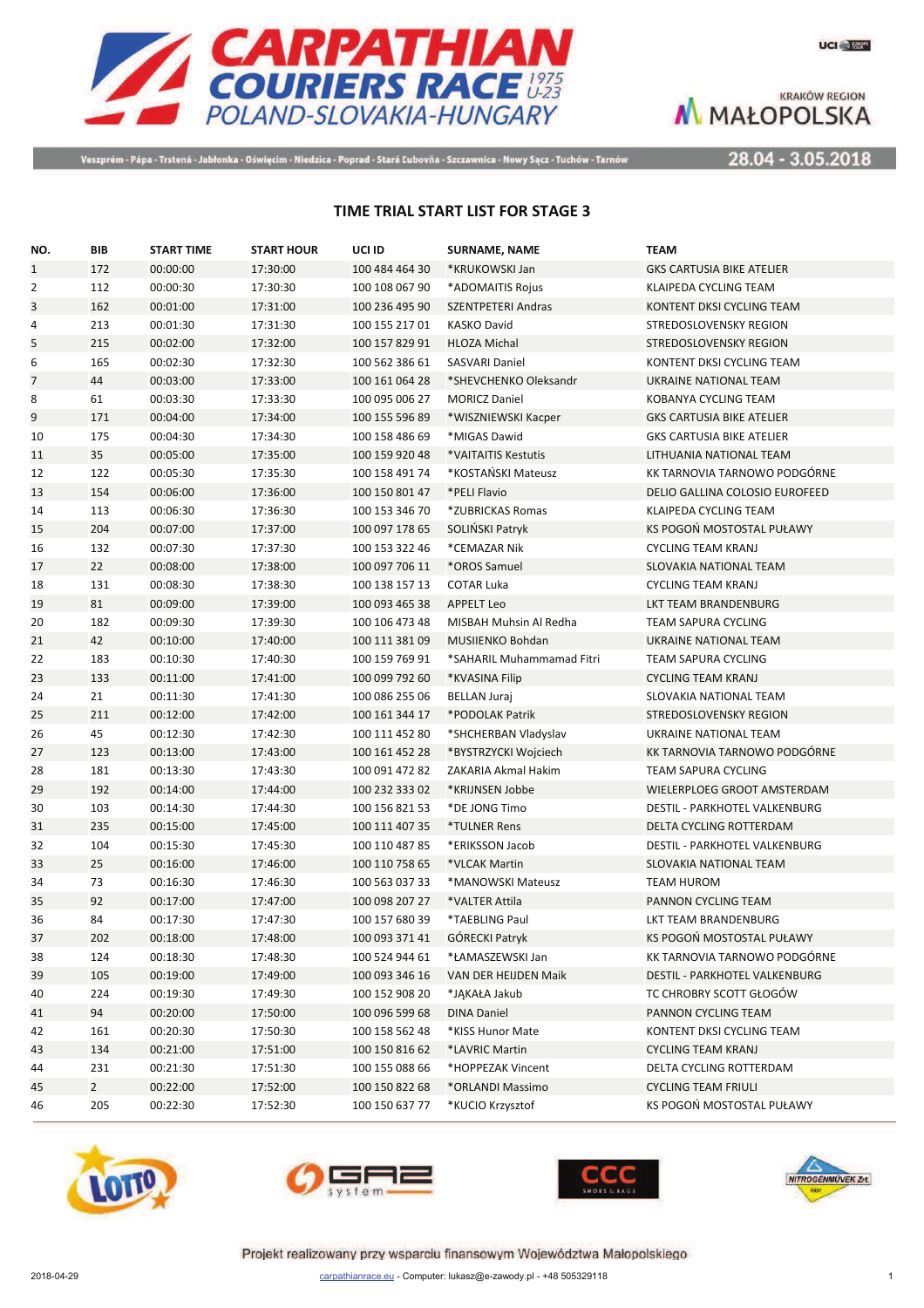# CARPATHIAN COURIERS RACE 1975 U-23

POLAND-SLOVAKIA-HUNGARY

Veszprém - Pápa - Trstená - Jabłonka - Oświęcim - Niedzica - Poprad - Stará Ľubovňa - Szczawnica - Nowy Sącz - Tuchów - Tarnów

28.04 - 3.05.2018

## TIME TRIAL START LIST FOR STAGE 3

| NO. | BIB | START TIME | START HOUR | UCI ID | SURNAME, NAME | TEAM |
|---|---|---|---|---|---|---|
| 1 | 172 | 00:00:00 | 17:30:00 | 100 484 464 30 | *KRUKOWSKI Jan | GKS CARTUSIA BIKE ATELIER |
| 2 | 112 | 00:00:30 | 17:30:30 | 100 108 067 90 | *ADOMAITIS Rojus | KLAIPEDA CYCLING TEAM |
| 3 | 162 | 00:01:00 | 17:31:00 | 100 236 495 90 | SZENTPETERI Andras | KONTENT DKSI CYCLING TEAM |
| 4 | 213 | 00:01:30 | 17:31:30 | 100 155 217 01 | KASKO David | STREDOSLOVENSKY REGION |
| 5 | 215 | 00:02:00 | 17:32:00 | 100 157 829 91 | HLOZA Michal | STREDOSLOVENSKY REGION |
| 6 | 165 | 00:02:30 | 17:32:30 | 100 562 386 61 | SASVARI Daniel | KONTENT DKSI CYCLING TEAM |
| 7 | 44 | 00:03:00 | 17:33:00 | 100 161 064 28 | *SHEVCHENKO Oleksandr | UKRAINE NATIONAL TEAM |
| 8 | 61 | 00:03:30 | 17:33:30 | 100 095 006 27 | MORICZ Daniel | KOBANYA CYCLING TEAM |
| 9 | 171 | 00:04:00 | 17:34:00 | 100 155 596 89 | *WISZNIEWSKI Kacper | GKS CARTUSIA BIKE ATELIER |
| 10 | 175 | 00:04:30 | 17:34:30 | 100 158 486 69 | *MIGAS Dawid | GKS CARTUSIA BIKE ATELIER |
| 11 | 35 | 00:05:00 | 17:35:00 | 100 159 920 48 | *VAITAITIS Kestutis | LITHUANIA NATIONAL TEAM |
| 12 | 122 | 00:05:30 | 17:35:30 | 100 158 491 74 | *KOSTAŃSKI Mateusz | KK TARNOVIA TARNOWO PODGÓRNE |
| 13 | 154 | 00:06:00 | 17:36:00 | 100 150 801 47 | *PELI Flavio | DELIO GALLINA COLOSIO EUROFEED |
| 14 | 113 | 00:06:30 | 17:36:30 | 100 153 346 70 | *ZUBRICKAS Romas | KLAIPEDA CYCLING TEAM |
| 15 | 204 | 00:07:00 | 17:37:00 | 100 097 178 65 | SOLIŃSKI Patryk | KS POGOŃ MOSTOSTAL PUŁAWY |
| 16 | 132 | 00:07:30 | 17:37:30 | 100 153 322 46 | *CEMAZAR Nik | CYCLING TEAM KRANJ |
| 17 | 22 | 00:08:00 | 17:38:00 | 100 097 706 11 | *OROS Samuel | SLOVAKIA NATIONAL TEAM |
| 18 | 131 | 00:08:30 | 17:38:30 | 100 138 157 13 | COTAR Luka | CYCLING TEAM KRANJ |
| 19 | 81 | 00:09:00 | 17:39:00 | 100 093 465 38 | APPELT Leo | LKT TEAM BRANDENBURG |
| 20 | 182 | 00:09:30 | 17:39:30 | 100 106 473 48 | MISBAH Muhsin Al Redha | TEAM SAPURA CYCLING |
| 21 | 42 | 00:10:00 | 17:40:00 | 100 111 381 09 | MUSIIENKO Bohdan | UKRAINE NATIONAL TEAM |
| 22 | 183 | 00:10:30 | 17:40:30 | 100 159 769 91 | *SAHARIL Muhammamad Fitri | TEAM SAPURA CYCLING |
| 23 | 133 | 00:11:00 | 17:41:00 | 100 099 792 60 | *KVASINA Filip | CYCLING TEAM KRANJ |
| 24 | 21 | 00:11:30 | 17:41:30 | 100 086 255 06 | BELLAN Juraj | SLOVAKIA NATIONAL TEAM |
| 25 | 211 | 00:12:00 | 17:42:00 | 100 161 344 17 | *PODOLAK Patrik | STREDOSLOVENSKY REGION |
| 26 | 45 | 00:12:30 | 17:42:30 | 100 111 452 80 | *SHCHERBAN Vladyslav | UKRAINE NATIONAL TEAM |
| 27 | 123 | 00:13:00 | 17:43:00 | 100 161 452 28 | *BYSTRZYCKI Wojciech | KK TARNOVIA TARNOWO PODGÓRNE |
| 28 | 181 | 00:13:30 | 17:43:30 | 100 091 472 82 | ZAKARIA Akmal Hakim | TEAM SAPURA CYCLING |
| 29 | 192 | 00:14:00 | 17:44:00 | 100 232 333 02 | *KRIJNSEN Jobbe | WIELERPLOEG GROOT AMSTERDAM |
| 30 | 103 | 00:14:30 | 17:44:30 | 100 156 821 53 | *DE JONG Timo | DESTIL - PARKHOTEL VALKENBURG |
| 31 | 235 | 00:15:00 | 17:45:00 | 100 111 407 35 | *TULNER Rens | DELTA CYCLING ROTTERDAM |
| 32 | 104 | 00:15:30 | 17:45:30 | 100 110 487 85 | *ERIKSSON Jacob | DESTIL - PARKHOTEL VALKENBURG |
| 33 | 25 | 00:16:00 | 17:46:00 | 100 110 758 65 | *VLCAK Martin | SLOVAKIA NATIONAL TEAM |
| 34 | 73 | 00:16:30 | 17:46:30 | 100 563 037 33 | *MANOWSKI Mateusz | TEAM HUROM |
| 35 | 92 | 00:17:00 | 17:47:00 | 100 098 207 27 | *VALTER Attila | PANNON CYCLING TEAM |
| 36 | 84 | 00:17:30 | 17:47:30 | 100 157 680 39 | *TAEBLING Paul | LKT TEAM BRANDENBURG |
| 37 | 202 | 00:18:00 | 17:48:00 | 100 093 371 41 | GÓRECKI Patryk | KS POGOŃ MOSTOSTAL PUŁAWY |
| 38 | 124 | 00:18:30 | 17:48:30 | 100 524 944 61 | *ŁAMASZEWSKI Jan | KK TARNOVIA TARNOWO PODGÓRNE |
| 39 | 105 | 00:19:00 | 17:49:00 | 100 093 346 16 | VAN DER HEIJDEN Maik | DESTIL - PARKHOTEL VALKENBURG |
| 40 | 224 | 00:19:30 | 17:49:30 | 100 152 908 20 | *JĄKAŁA Jakub | TC CHROBRY SCOTT GŁOGÓW |
| 41 | 94 | 00:20:00 | 17:50:00 | 100 096 599 68 | DINA Daniel | PANNON CYCLING TEAM |
| 42 | 161 | 00:20:30 | 17:50:30 | 100 158 562 48 | *KISS Hunor Mate | KONTENT DKSI CYCLING TEAM |
| 43 | 134 | 00:21:00 | 17:51:00 | 100 150 816 62 | *LAVRIC Martin | CYCLING TEAM KRANJ |
| 44 | 231 | 00:21:30 | 17:51:30 | 100 155 088 66 | *HOPPEZAK Vincent | DELTA CYCLING ROTTERDAM |
| 45 | 2 | 00:22:00 | 17:52:00 | 100 150 822 68 | *ORLANDI Massimo | CYCLING TEAM FRIULI |
| 46 | 205 | 00:22:30 | 17:52:30 | 100 150 637 77 | *KUCIO Krzysztof | KS POGOŃ MOSTOSTAL PUŁAWY |

Projekt realizowany przy wsparciu finansowym Województwa Małopolskiego

2018-04-29 | carpathianrace.eu - Computer: lukasz@e-zawody.pl - +48 505329118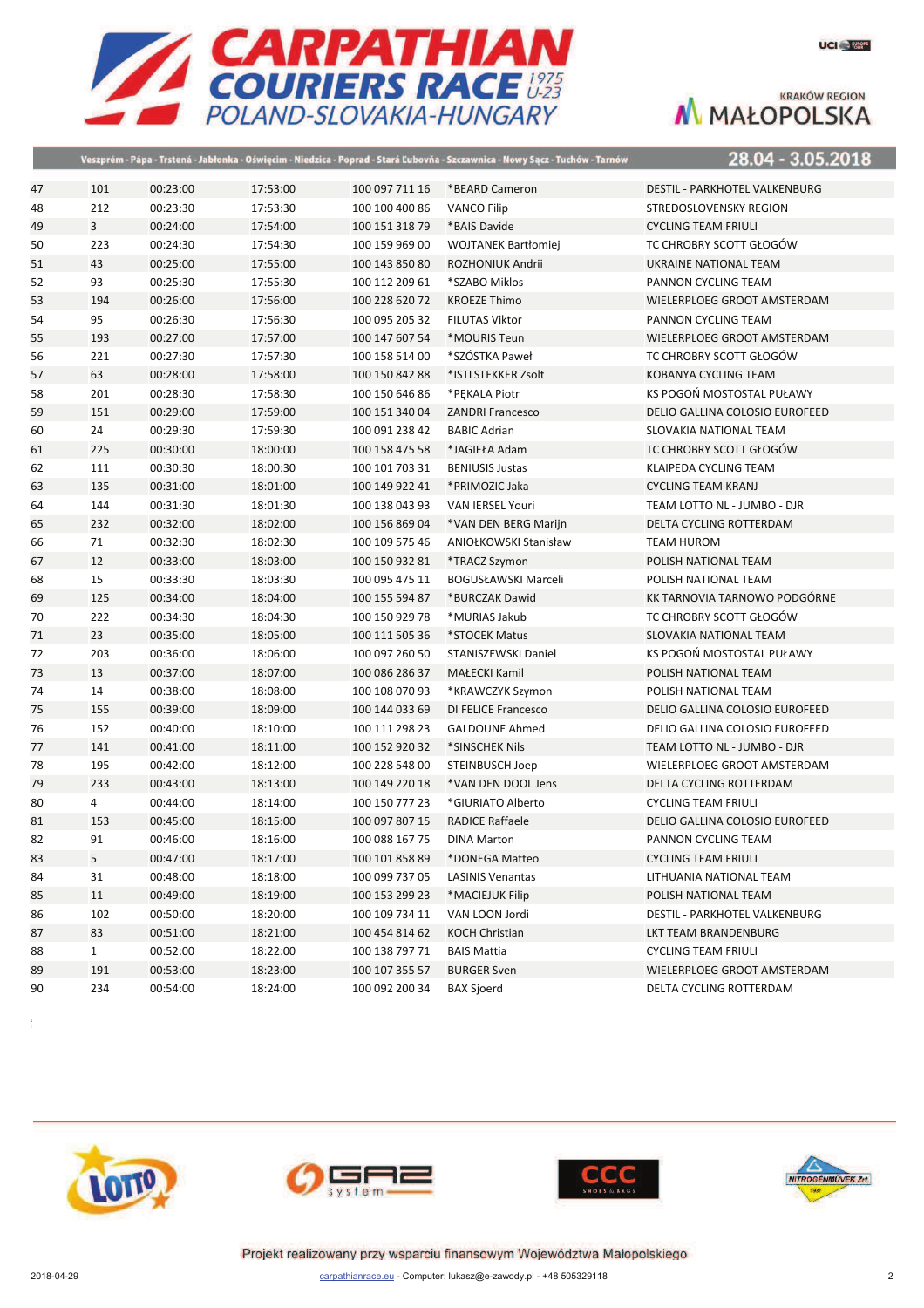Veszprém - Pápa - Trstená - Jabłonka - Oświęcim - Niedzica - Poprad - Stará Ľubovňa - Szczawnica - Nowy Sącz - Tuchów - Tarnów

28.04 - 3.05.2018

| | | | | | | |
|---|---|---|---|---|---|---|
| 47 | 101 | 00:23:00 | 17:53:00 | 100 097 711 16 | *BEARD Cameron | DESTIL - PARKHOTEL VALKENBURG |
| 48 | 212 | 00:23:30 | 17:53:30 | 100 100 400 86 | VANCO Filip | STREDOSLOVENSKY REGION |
| 49 | 3 | 00:24:00 | 17:54:00 | 100 151 318 79 | *BAIS Davide | CYCLING TEAM FRIULI |
| 50 | 223 | 00:24:30 | 17:54:30 | 100 159 969 00 | WOJTANEK Bartłomiej | TC CHROBRY SCOTT GŁOGÓW |
| 51 | 43 | 00:25:00 | 17:55:00 | 100 143 850 80 | ROZHONIUK Andrii | UKRAINE NATIONAL TEAM |
| 52 | 93 | 00:25:30 | 17:55:30 | 100 112 209 61 | *SZABO Miklos | PANNON CYCLING TEAM |
| 53 | 194 | 00:26:00 | 17:56:00 | 100 228 620 72 | KROEZE Thimo | WIELERPLOEG GROOT AMSTERDAM |
| 54 | 95 | 00:26:30 | 17:56:30 | 100 095 205 32 | FILUTAS Viktor | PANNON CYCLING TEAM |
| 55 | 193 | 00:27:00 | 17:57:00 | 100 147 607 54 | *MOURIS Teun | WIELERPLOEG GROOT AMSTERDAM |
| 56 | 221 | 00:27:30 | 17:57:30 | 100 158 514 00 | *SZÓSTKA Paweł | TC CHROBRY SCOTT GŁOGÓW |
| 57 | 63 | 00:28:00 | 17:58:00 | 100 150 842 88 | *ISTLSTEKKER Zsolt | KOBANYA CYCLING TEAM |
| 58 | 201 | 00:28:30 | 17:58:30 | 100 150 646 86 | *PĘKALA Piotr | KS POGOŃ MOSTOSTAL PUŁAWY |
| 59 | 151 | 00:29:00 | 17:59:00 | 100 151 340 04 | ZANDRI Francesco | DELIO GALLINA COLOSIO EUROFEED |
| 60 | 24 | 00:29:30 | 17:59:30 | 100 091 238 42 | BABIC Adrian | SLOVAKIA NATIONAL TEAM |
| 61 | 225 | 00:30:00 | 18:00:00 | 100 158 475 58 | *JAGIEŁA Adam | TC CHROBRY SCOTT GŁOGÓW |
| 62 | 111 | 00:30:30 | 18:00:30 | 100 101 703 31 | BENIUSIS Justas | KLAIPEDA CYCLING TEAM |
| 63 | 135 | 00:31:00 | 18:01:00 | 100 149 922 41 | *PRIMOZIC Jaka | CYCLING TEAM KRANJ |
| 64 | 144 | 00:31:30 | 18:01:30 | 100 138 043 93 | VAN IERSEL Youri | TEAM LOTTO NL - JUMBO - DJR |
| 65 | 232 | 00:32:00 | 18:02:00 | 100 156 869 04 | *VAN DEN BERG Marijn | DELTA CYCLING ROTTERDAM |
| 66 | 71 | 00:32:30 | 18:02:30 | 100 109 575 46 | ANIOŁKOWSKI Stanisław | TEAM HUROM |
| 67 | 12 | 00:33:00 | 18:03:00 | 100 150 932 81 | *TRACZ Szymon | POLISH NATIONAL TEAM |
| 68 | 15 | 00:33:30 | 18:03:30 | 100 095 475 11 | BOGUSŁAWSKI Marceli | POLISH NATIONAL TEAM |
| 69 | 125 | 00:34:00 | 18:04:00 | 100 155 594 87 | *BURCZAK Dawid | KK TARNOVIA TARNOWO PODGÓRNE |
| 70 | 222 | 00:34:30 | 18:04:30 | 100 150 929 78 | *MURIAS Jakub | TC CHROBRY SCOTT GŁOGÓW |
| 71 | 23 | 00:35:00 | 18:05:00 | 100 111 505 36 | *STOCEK Matus | SLOVAKIA NATIONAL TEAM |
| 72 | 203 | 00:36:00 | 18:06:00 | 100 097 260 50 | STANISZEWSKI Daniel | KS POGOŃ MOSTOSTAL PUŁAWY |
| 73 | 13 | 00:37:00 | 18:07:00 | 100 086 286 37 | MAŁECKI Kamil | POLISH NATIONAL TEAM |
| 74 | 14 | 00:38:00 | 18:08:00 | 100 108 070 93 | *KRAWCZYK Szymon | POLISH NATIONAL TEAM |
| 75 | 155 | 00:39:00 | 18:09:00 | 100 144 033 69 | DI FELICE Francesco | DELIO GALLINA COLOSIO EUROFEED |
| 76 | 152 | 00:40:00 | 18:10:00 | 100 111 298 23 | GALDOUNE Ahmed | DELIO GALLINA COLOSIO EUROFEED |
| 77 | 141 | 00:41:00 | 18:11:00 | 100 152 920 32 | *SINSCHEK Nils | TEAM LOTTO NL - JUMBO - DJR |
| 78 | 195 | 00:42:00 | 18:12:00 | 100 228 548 00 | STEINBUSCH Joep | WIELERPLOEG GROOT AMSTERDAM |
| 79 | 233 | 00:43:00 | 18:13:00 | 100 149 220 18 | *VAN DEN DOOL Jens | DELTA CYCLING ROTTERDAM |
| 80 | 4 | 00:44:00 | 18:14:00 | 100 150 777 23 | *GIURIATO Alberto | CYCLING TEAM FRIULI |
| 81 | 153 | 00:45:00 | 18:15:00 | 100 097 807 15 | RADICE Raffaele | DELIO GALLINA COLOSIO EUROFEED |
| 82 | 91 | 00:46:00 | 18:16:00 | 100 088 167 75 | DINA Marton | PANNON CYCLING TEAM |
| 83 | 5 | 00:47:00 | 18:17:00 | 100 101 858 89 | *DONEGA Matteo | CYCLING TEAM FRIULI |
| 84 | 31 | 00:48:00 | 18:18:00 | 100 099 737 05 | LASINIS Venantas | LITHUANIA NATIONAL TEAM |
| 85 | 11 | 00:49:00 | 18:19:00 | 100 153 299 23 | *MACIEJUK Filip | POLISH NATIONAL TEAM |
| 86 | 102 | 00:50:00 | 18:20:00 | 100 109 734 11 | VAN LOON Jordi | DESTIL - PARKHOTEL VALKENBURG |
| 87 | 83 | 00:51:00 | 18:21:00 | 100 454 814 62 | KOCH Christian | LKT TEAM BRANDENBURG |
| 88 | 1 | 00:52:00 | 18:22:00 | 100 138 797 71 | BAIS Mattia | CYCLING TEAM FRIULI |
| 89 | 191 | 00:53:00 | 18:23:00 | 100 107 355 57 | BURGER Sven | WIELERPLOEG GROOT AMSTERDAM |
| 90 | 234 | 00:54:00 | 18:24:00 | 100 092 200 34 | BAX Sjoerd | DELTA CYCLING ROTTERDAM |

Projekt realizowany przy wsparciu finansowym Województwa Małopolskiego

2018-04-29 carpathianrace.eu - Computer: lukasz@e-zawody.pl - +48 505329118